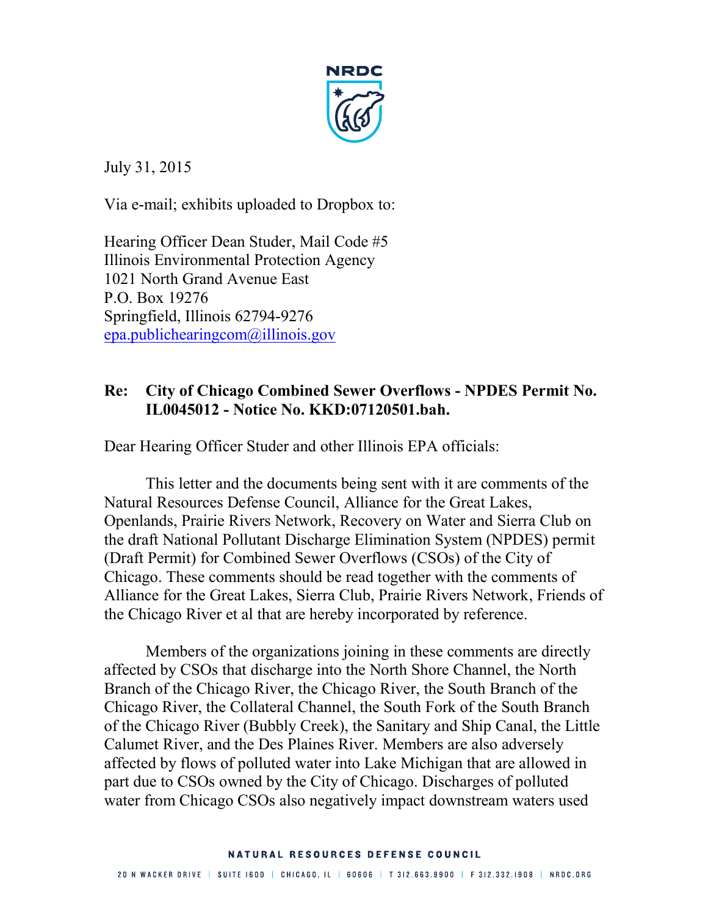NRDC

July 31, 2015

Via e-mail; exhibits uploaded to Dropbox to:

Hearing Officer Dean Studer, Mail Code #5
Illinois Environmental Protection Agency
1021 North Grand Avenue East
P.O. Box 19276
Springfield, Illinois 62794-9276
epa.publichearingcom@illinois.gov

**Re: City of Chicago Combined Sewer Overflows - NPDES Permit No. IL0045012 - Notice No. KKD:07120501.bah.**

Dear Hearing Officer Studer and other Illinois EPA officials:

This letter and the documents being sent with it are comments of the Natural Resources Defense Council, Alliance for the Great Lakes, Openlands, Prairie Rivers Network, Recovery on Water and Sierra Club on the draft National Pollutant Discharge Elimination System (NPDES) permit (Draft Permit) for Combined Sewer Overflows (CSOs) of the City of Chicago. These comments should be read together with the comments of Alliance for the Great Lakes, Sierra Club, Prairie Rivers Network, Friends of the Chicago River et al that are hereby incorporated by reference.

Members of the organizations joining in these comments are directly affected by CSOs that discharge into the North Shore Channel, the North Branch of the Chicago River, the Chicago River, the South Branch of the Chicago River, the Collateral Channel, the South Fork of the South Branch of the Chicago River (Bubbly Creek), the Sanitary and Ship Canal, the Little Calumet River, and the Des Plaines River. Members are also adversely affected by flows of polluted water into Lake Michigan that are allowed in part due to CSOs owned by the City of Chicago. Discharges of polluted water from Chicago CSOs also negatively impact downstream waters used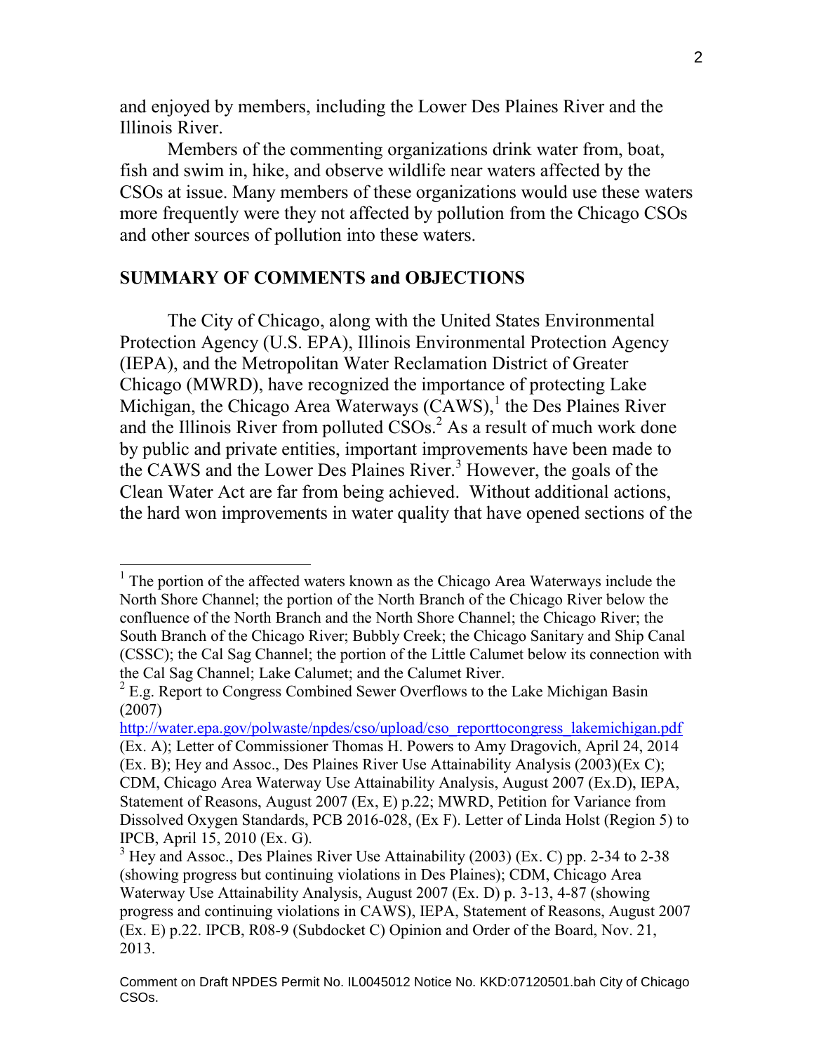and enjoyed by members, including the Lower Des Plaines River and the Illinois River.

Members of the commenting organizations drink water from, boat, fish and swim in, hike, and observe wildlife near waters affected by the CSOs at issue. Many members of these organizations would use these waters more frequently were they not affected by pollution from the Chicago CSOs and other sources of pollution into these waters.

## SUMMARY OF COMMENTS and OBJECTIONS

The City of Chicago, along with the United States Environmental Protection Agency (U.S. EPA), Illinois Environmental Protection Agency (IEPA), and the Metropolitan Water Reclamation District of Greater Chicago (MWRD), have recognized the importance of protecting Lake Michigan, the Chicago Area Waterways (CAWS),[1] the Des Plaines River and the Illinois River from polluted CSOs.[2] As a result of much work done by public and private entities, important improvements have been made to the CAWS and the Lower Des Plaines River.[3] However, the goals of the Clean Water Act are far from being achieved. Without additional actions, the hard won improvements in water quality that have opened sections of the

---

[1] The portion of the affected waters known as the Chicago Area Waterways include the North Shore Channel; the portion of the North Branch of the Chicago River below the confluence of the North Branch and the North Shore Channel; the Chicago River; the South Branch of the Chicago River; Bubbly Creek; the Chicago Sanitary and Ship Canal (CSSC); the Cal Sag Channel; the portion of the Little Calumet below its connection with the Cal Sag Channel; Lake Calumet; and the Calumet River.

[2] E.g. Report to Congress Combined Sewer Overflows to the Lake Michigan Basin (2007) http://water.epa.gov/polwaste/npdes/cso/upload/cso_reporttocongress_lakemichigan.pdf (Ex. A); Letter of Commissioner Thomas H. Powers to Amy Dragovich, April 24, 2014 (Ex. B); Hey and Assoc., Des Plaines River Use Attainability Analysis (2003)(Ex C); CDM, Chicago Area Waterway Use Attainability Analysis, August 2007 (Ex.D), IEPA, Statement of Reasons, August 2007 (Ex, E) p.22; MWRD, Petition for Variance from Dissolved Oxygen Standards, PCB 2016-028, (Ex F). Letter of Linda Holst (Region 5) to IPCB, April 15, 2010 (Ex. G).

[3] Hey and Assoc., Des Plaines River Use Attainability (2003) (Ex. C) pp. 2-34 to 2-38 (showing progress but continuing violations in Des Plaines); CDM, Chicago Area Waterway Use Attainability Analysis, August 2007 (Ex. D) p. 3-13, 4-87 (showing progress and continuing violations in CAWS), IEPA, Statement of Reasons, August 2007 (Ex. E) p.22. IPCB, R08-9 (Subdocket C) Opinion and Order of the Board, Nov. 21, 2013.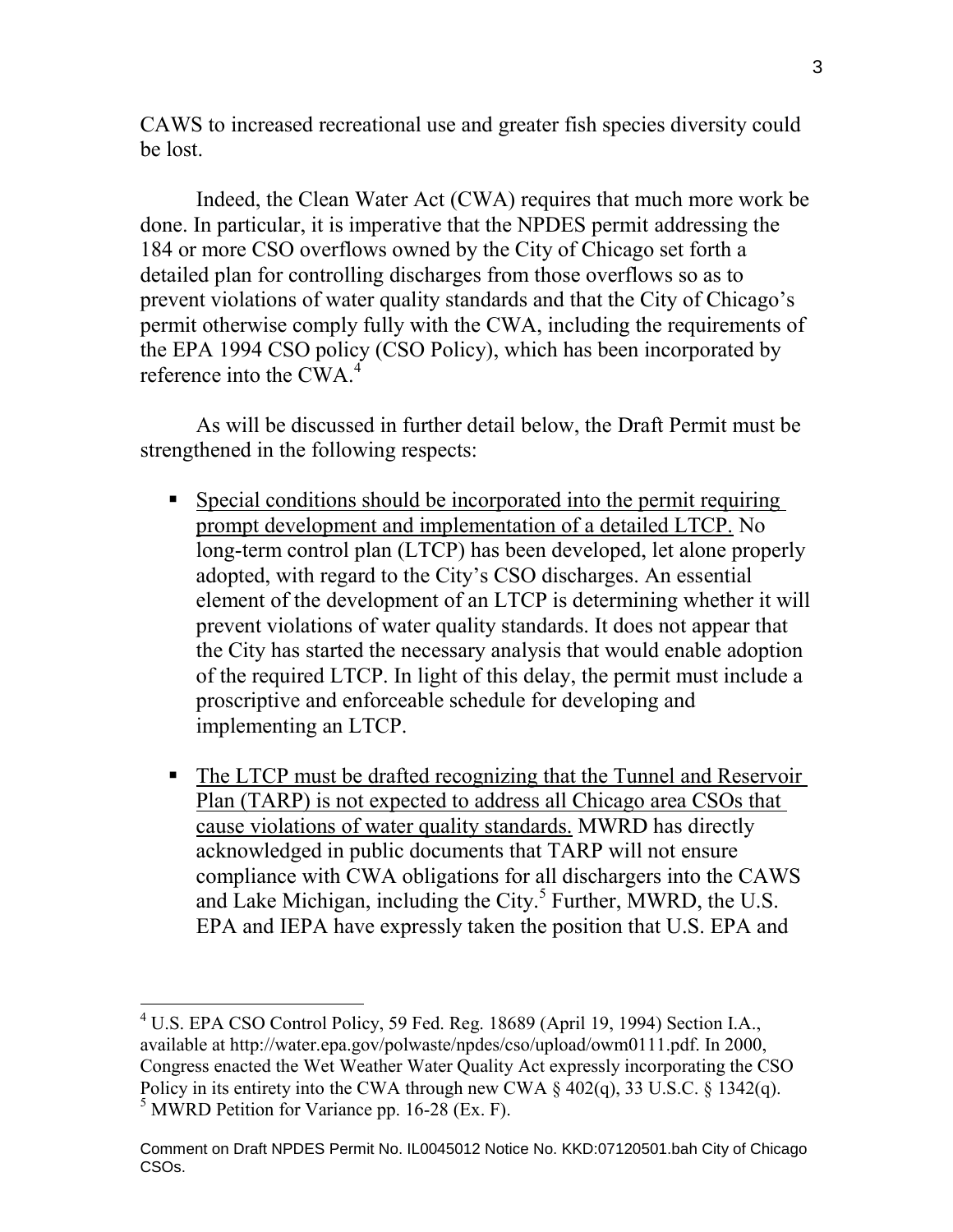CAWS to increased recreational use and greater fish species diversity could be lost.

Indeed, the Clean Water Act (CWA) requires that much more work be done. In particular, it is imperative that the NPDES permit addressing the 184 or more CSO overflows owned by the City of Chicago set forth a detailed plan for controlling discharges from those overflows so as to prevent violations of water quality standards and that the City of Chicago's permit otherwise comply fully with the CWA, including the requirements of the EPA 1994 CSO policy (CSO Policy), which has been incorporated by reference into the CWA.[4]

As will be discussed in further detail below, the Draft Permit must be strengthened in the following respects:

- Special conditions should be incorporated into the permit requiring prompt development and implementation of a detailed LTCP. No long-term control plan (LTCP) has been developed, let alone properly adopted, with regard to the City's CSO discharges. An essential element of the development of an LTCP is determining whether it will prevent violations of water quality standards. It does not appear that the City has started the necessary analysis that would enable adoption of the required LTCP. In light of this delay, the permit must include a proscriptive and enforceable schedule for developing and implementing an LTCP.

- The LTCP must be drafted recognizing that the Tunnel and Reservoir Plan (TARP) is not expected to address all Chicago area CSOs that cause violations of water quality standards. MWRD has directly acknowledged in public documents that TARP will not ensure compliance with CWA obligations for all dischargers into the CAWS and Lake Michigan, including the City.[5] Further, MWRD, the U.S. EPA and IEPA have expressly taken the position that U.S. EPA and

[4] U.S. EPA CSO Control Policy, 59 Fed. Reg. 18689 (April 19, 1994) Section I.A., available at http://water.epa.gov/polwaste/npdes/cso/upload/owm0111.pdf. In 2000, Congress enacted the Wet Weather Water Quality Act expressly incorporating the CSO Policy in its entirety into the CWA through new CWA § 402(q), 33 U.S.C. § 1342(q).

[5] MWRD Petition for Variance pp. 16-28 (Ex. F).

Comment on Draft NPDES Permit No. IL0045012 Notice No. KKD:07120501.bah City of Chicago CSOs.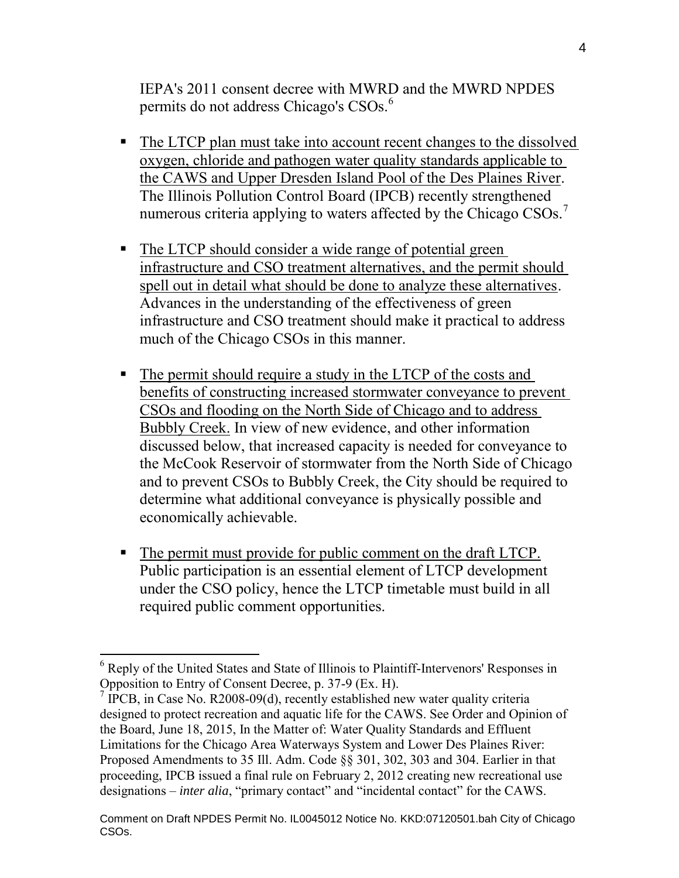IEPA's 2011 consent decree with MWRD and the MWRD NPDES permits do not address Chicago's CSOs.[6]

- The LTCP plan must take into account recent changes to the dissolved oxygen, chloride and pathogen water quality standards applicable to the CAWS and Upper Dresden Island Pool of the Des Plaines River. The Illinois Pollution Control Board (IPCB) recently strengthened numerous criteria applying to waters affected by the Chicago CSOs.[7]

- The LTCP should consider a wide range of potential green infrastructure and CSO treatment alternatives, and the permit should spell out in detail what should be done to analyze these alternatives. Advances in the understanding of the effectiveness of green infrastructure and CSO treatment should make it practical to address much of the Chicago CSOs in this manner.

- The permit should require a study in the LTCP of the costs and benefits of constructing increased stormwater conveyance to prevent CSOs and flooding on the North Side of Chicago and to address Bubbly Creek. In view of new evidence, and other information discussed below, that increased capacity is needed for conveyance to the McCook Reservoir of stormwater from the North Side of Chicago and to prevent CSOs to Bubbly Creek, the City should be required to determine what additional conveyance is physically possible and economically achievable.

- The permit must provide for public comment on the draft LTCP. Public participation is an essential element of LTCP development under the CSO policy, hence the LTCP timetable must build in all required public comment opportunities.

---

[6] Reply of the United States and State of Illinois to Plaintiff-Intervenors' Responses in Opposition to Entry of Consent Decree, p. 37-9 (Ex. H).

[7] IPCB, in Case No. R2008-09(d), recently established new water quality criteria designed to protect recreation and aquatic life for the CAWS. See Order and Opinion of the Board, June 18, 2015, In the Matter of: Water Quality Standards and Effluent Limitations for the Chicago Area Waterways System and Lower Des Plaines River: Proposed Amendments to 35 Ill. Adm. Code §§ 301, 302, 303 and 304. Earlier in that proceeding, IPCB issued a final rule on February 2, 2012 creating new recreational use designations – *inter alia*, "primary contact" and "incidental contact" for the CAWS.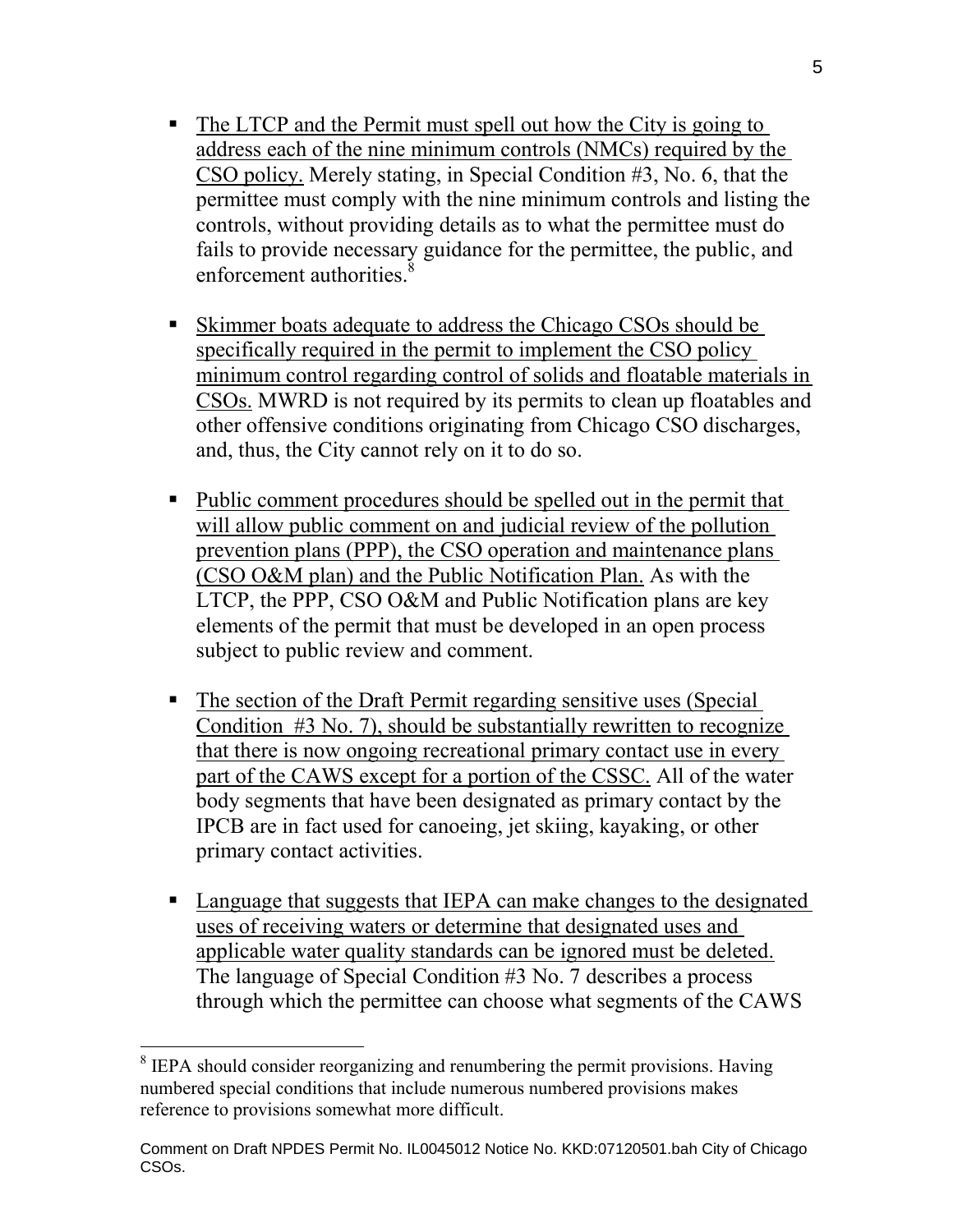- <u>The LTCP and the Permit must spell out how the City is going to address each of the nine minimum controls (NMCs) required by the CSO policy.</u> Merely stating, in Special Condition #3, No. 6, that the permittee must comply with the nine minimum controls and listing the controls, without providing details as to what the permittee must do fails to provide necessary guidance for the permittee, the public, and enforcement authorities.[8]

- <u>Skimmer boats adequate to address the Chicago CSOs should be specifically required in the permit to implement the CSO policy minimum control regarding control of solids and floatable materials in CSOs.</u> MWRD is not required by its permits to clean up floatables and other offensive conditions originating from Chicago CSO discharges, and, thus, the City cannot rely on it to do so.

- <u>Public comment procedures should be spelled out in the permit that will allow public comment on and judicial review of the pollution prevention plans (PPP), the CSO operation and maintenance plans (CSO O&M plan) and the Public Notification Plan.</u> As with the LTCP, the PPP, CSO O&M and Public Notification plans are key elements of the permit that must be developed in an open process subject to public review and comment.

- <u>The section of the Draft Permit regarding sensitive uses (Special Condition #3 No. 7), should be substantially rewritten to recognize that there is now ongoing recreational primary contact use in every part of the CAWS except for a portion of the CSSC.</u> All of the water body segments that have been designated as primary contact by the IPCB are in fact used for canoeing, jet skiing, kayaking, or other primary contact activities.

- <u>Language that suggests that IEPA can make changes to the designated uses of receiving waters or determine that designated uses and applicable water quality standards can be ignored must be deleted.</u> The language of Special Condition #3 No. 7 describes a process through which the permittee can choose what segments of the CAWS

---

[8] IEPA should consider reorganizing and renumbering the permit provisions. Having numbered special conditions that include numerous numbered provisions makes reference to provisions somewhat more difficult.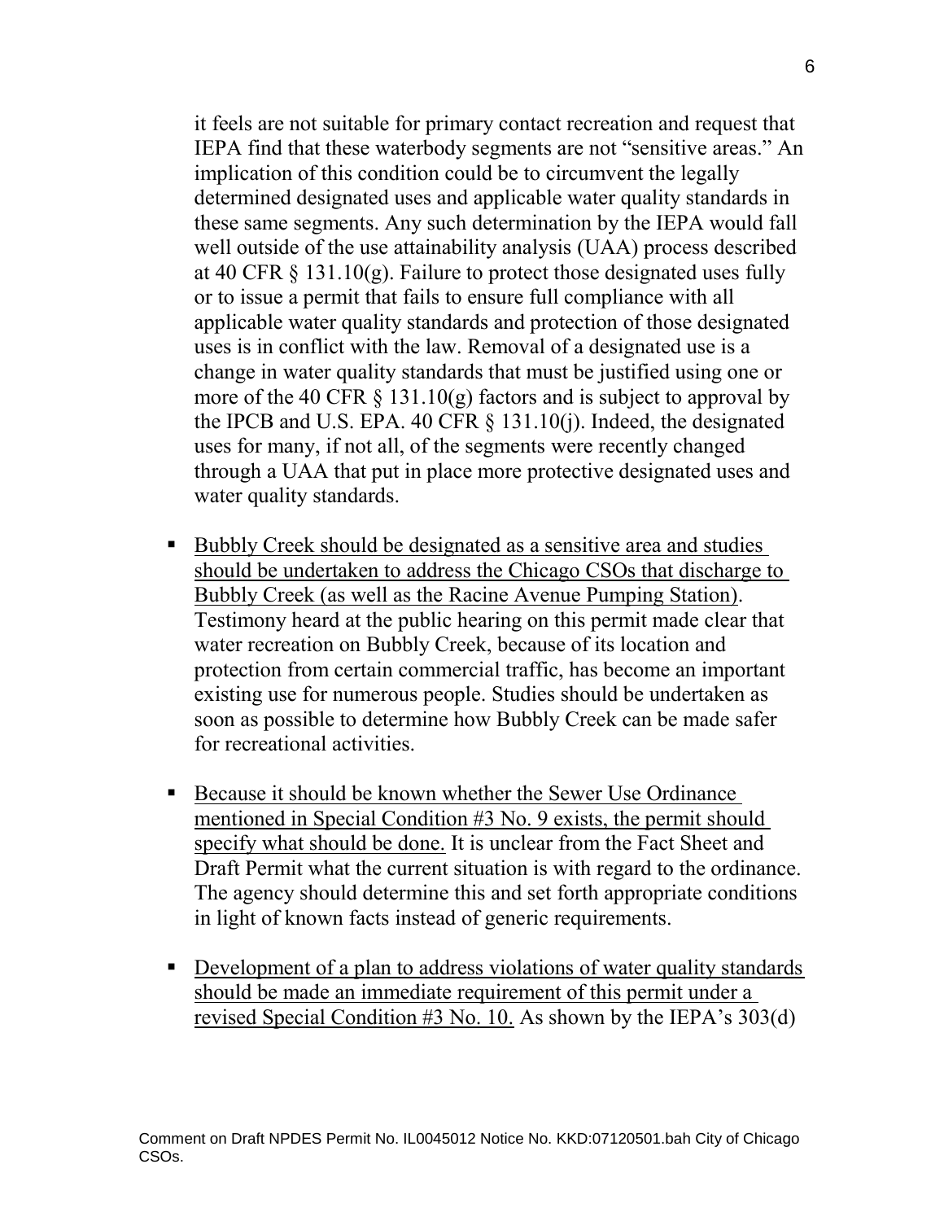it feels are not suitable for primary contact recreation and request that IEPA find that these waterbody segments are not "sensitive areas." An implication of this condition could be to circumvent the legally determined designated uses and applicable water quality standards in these same segments. Any such determination by the IEPA would fall well outside of the use attainability analysis (UAA) process described at 40 CFR § 131.10(g). Failure to protect those designated uses fully or to issue a permit that fails to ensure full compliance with all applicable water quality standards and protection of those designated uses is in conflict with the law. Removal of a designated use is a change in water quality standards that must be justified using one or more of the 40 CFR § 131.10(g) factors and is subject to approval by the IPCB and U.S. EPA. 40 CFR § 131.10(j). Indeed, the designated uses for many, if not all, of the segments were recently changed through a UAA that put in place more protective designated uses and water quality standards.

- <u>Bubbly Creek should be designated as a sensitive area and studies should be undertaken to address the Chicago CSOs that discharge to Bubbly Creek (as well as the Racine Avenue Pumping Station)</u>. Testimony heard at the public hearing on this permit made clear that water recreation on Bubbly Creek, because of its location and protection from certain commercial traffic, has become an important existing use for numerous people. Studies should be undertaken as soon as possible to determine how Bubbly Creek can be made safer for recreational activities.

- <u>Because it should be known whether the Sewer Use Ordinance mentioned in Special Condition #3 No. 9 exists, the permit should specify what should be done.</u> It is unclear from the Fact Sheet and Draft Permit what the current situation is with regard to the ordinance. The agency should determine this and set forth appropriate conditions in light of known facts instead of generic requirements.

- <u>Development of a plan to address violations of water quality standards should be made an immediate requirement of this permit under a revised Special Condition #3 No. 10.</u> As shown by the IEPA's 303(d)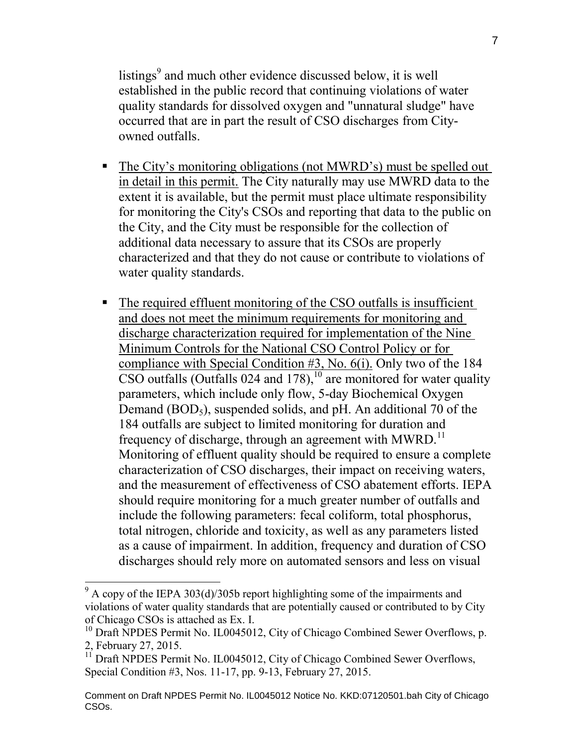listings[9] and much other evidence discussed below, it is well established in the public record that continuing violations of water quality standards for dissolved oxygen and "unnatural sludge" have occurred that are in part the result of CSO discharges from City-owned outfalls.

- The City's monitoring obligations (not MWRD's) must be spelled out in detail in this permit. The City naturally may use MWRD data to the extent it is available, but the permit must place ultimate responsibility for monitoring the City's CSOs and reporting that data to the public on the City, and the City must be responsible for the collection of additional data necessary to assure that its CSOs are properly characterized and that they do not cause or contribute to violations of water quality standards.

- The required effluent monitoring of the CSO outfalls is insufficient and does not meet the minimum requirements for monitoring and discharge characterization required for implementation of the Nine Minimum Controls for the National CSO Control Policy or for compliance with Special Condition #3, No. 6(i). Only two of the 184 CSO outfalls (Outfalls 024 and 178),[10] are monitored for water quality parameters, which include only flow, 5-day Biochemical Oxygen Demand ($BOD_5$), suspended solids, and pH. An additional 70 of the 184 outfalls are subject to limited monitoring for duration and frequency of discharge, through an agreement with MWRD.[11] Monitoring of effluent quality should be required to ensure a complete characterization of CSO discharges, their impact on receiving waters, and the measurement of effectiveness of CSO abatement efforts. IEPA should require monitoring for a much greater number of outfalls and include the following parameters: fecal coliform, total phosphorus, total nitrogen, chloride and toxicity, as well as any parameters listed as a cause of impairment. In addition, frequency and duration of CSO discharges should rely more on automated sensors and less on visual

---

[9] A copy of the IEPA 303(d)/305b report highlighting some of the impairments and violations of water quality standards that are potentially caused or contributed to by City of Chicago CSOs is attached as Ex. I.

[10] Draft NPDES Permit No. IL0045012, City of Chicago Combined Sewer Overflows, p. 2, February 27, 2015.

[11] Draft NPDES Permit No. IL0045012, City of Chicago Combined Sewer Overflows, Special Condition #3, Nos. 11-17, pp. 9-13, February 27, 2015.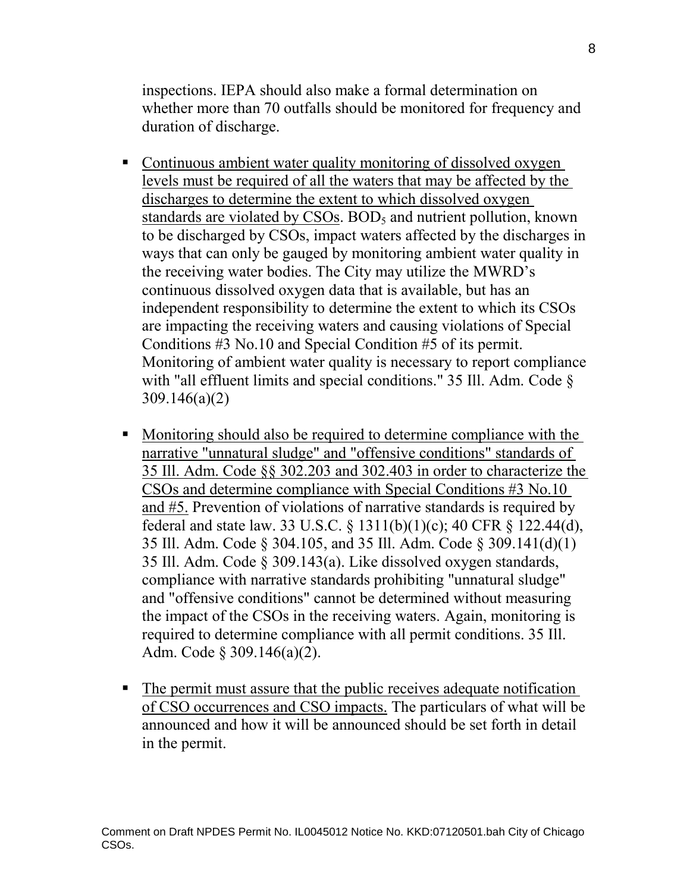inspections. IEPA should also make a formal determination on whether more than 70 outfalls should be monitored for frequency and duration of discharge.

- Continuous ambient water quality monitoring of dissolved oxygen levels must be required of all the waters that may be affected by the discharges to determine the extent to which dissolved oxygen standards are violated by CSOs. $BOD_5$ and nutrient pollution, known to be discharged by CSOs, impact waters affected by the discharges in ways that can only be gauged by monitoring ambient water quality in the receiving water bodies. The City may utilize the MWRD's continuous dissolved oxygen data that is available, but has an independent responsibility to determine the extent to which its CSOs are impacting the receiving waters and causing violations of Special Conditions #3 No.10 and Special Condition #5 of its permit. Monitoring of ambient water quality is necessary to report compliance with "all effluent limits and special conditions." 35 Ill. Adm. Code § 309.146(a)(2)

- Monitoring should also be required to determine compliance with the narrative "unnatural sludge" and "offensive conditions" standards of 35 Ill. Adm. Code §§ 302.203 and 302.403 in order to characterize the CSOs and determine compliance with Special Conditions #3 No.10 and #5. Prevention of violations of narrative standards is required by federal and state law. 33 U.S.C. § 1311(b)(1)(c); 40 CFR § 122.44(d), 35 Ill. Adm. Code § 304.105, and 35 Ill. Adm. Code § 309.141(d)(1) 35 Ill. Adm. Code § 309.143(a). Like dissolved oxygen standards, compliance with narrative standards prohibiting "unnatural sludge" and "offensive conditions" cannot be determined without measuring the impact of the CSOs in the receiving waters. Again, monitoring is required to determine compliance with all permit conditions. 35 Ill. Adm. Code § 309.146(a)(2).

- The permit must assure that the public receives adequate notification of CSO occurrences and CSO impacts. The particulars of what will be announced and how it will be announced should be set forth in detail in the permit.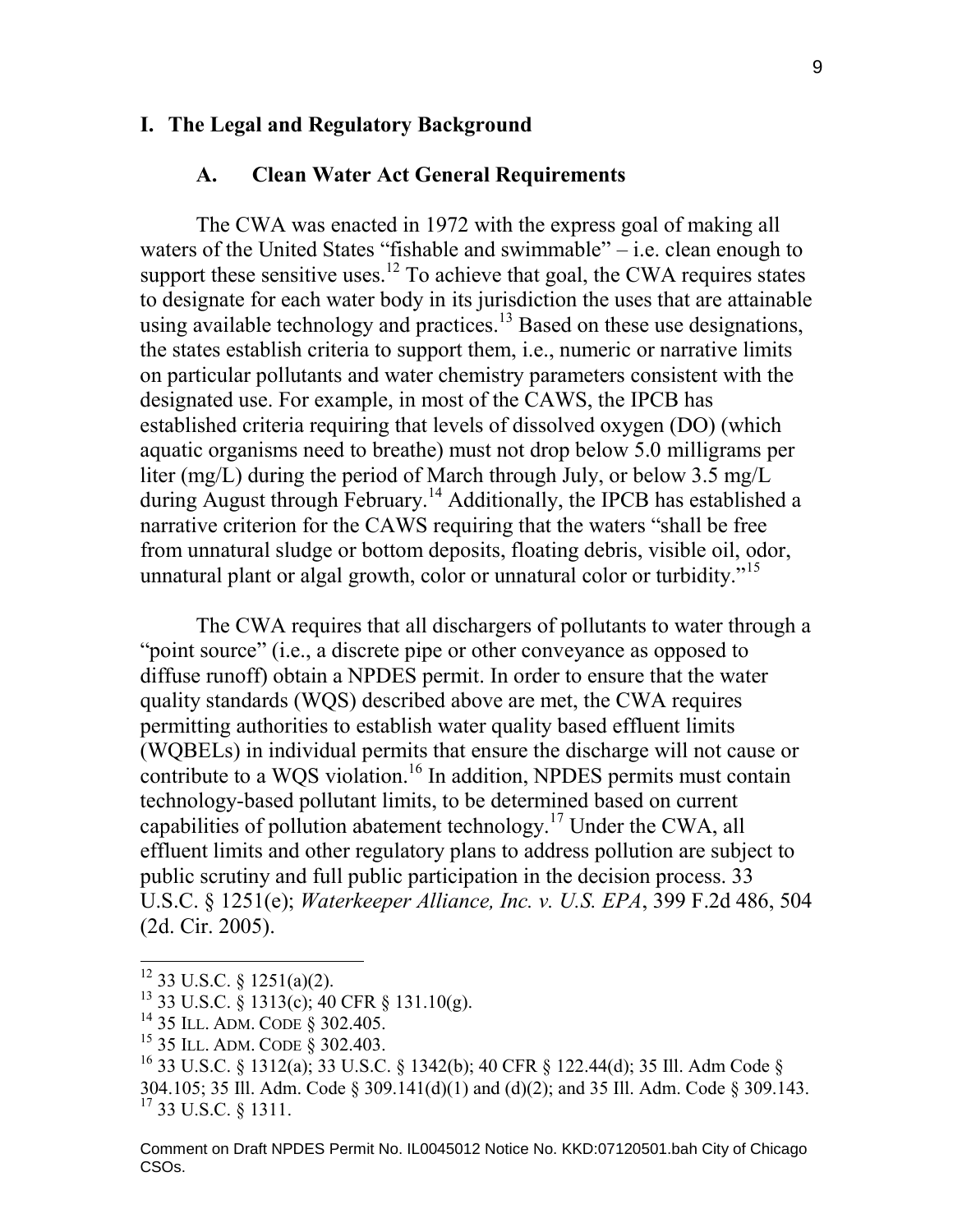## I. The Legal and Regulatory Background

### A. Clean Water Act General Requirements

The CWA was enacted in 1972 with the express goal of making all waters of the United States "fishable and swimmable" – i.e. clean enough to support these sensitive uses.[12] To achieve that goal, the CWA requires states to designate for each water body in its jurisdiction the uses that are attainable using available technology and practices.[13] Based on these use designations, the states establish criteria to support them, i.e., numeric or narrative limits on particular pollutants and water chemistry parameters consistent with the designated use. For example, in most of the CAWS, the IPCB has established criteria requiring that levels of dissolved oxygen (DO) (which aquatic organisms need to breathe) must not drop below 5.0 milligrams per liter (mg/L) during the period of March through July, or below 3.5 mg/L during August through February.[14] Additionally, the IPCB has established a narrative criterion for the CAWS requiring that the waters "shall be free from unnatural sludge or bottom deposits, floating debris, visible oil, odor, unnatural plant or algal growth, color or unnatural color or turbidity."[15]

The CWA requires that all dischargers of pollutants to water through a "point source" (i.e., a discrete pipe or other conveyance as opposed to diffuse runoff) obtain a NPDES permit. In order to ensure that the water quality standards (WQS) described above are met, the CWA requires permitting authorities to establish water quality based effluent limits (WQBELs) in individual permits that ensure the discharge will not cause or contribute to a WQS violation.[16] In addition, NPDES permits must contain technology-based pollutant limits, to be determined based on current capabilities of pollution abatement technology.[17] Under the CWA, all effluent limits and other regulatory plans to address pollution are subject to public scrutiny and full public participation in the decision process. 33 U.S.C. § 1251(e); *Waterkeeper Alliance, Inc. v. U.S. EPA*, 399 F.2d 486, 504 (2d. Cir. 2005).

---

[12] 33 U.S.C. § 1251(a)(2).

[13] 33 U.S.C. § 1313(c); 40 CFR § 131.10(g).

[14] 35 ILL. ADM. CODE § 302.405.

[15] 35 ILL. ADM. CODE § 302.403.

[16] 33 U.S.C. § 1312(a); 33 U.S.C. § 1342(b); 40 CFR § 122.44(d); 35 Ill. Adm Code § 304.105; 35 Ill. Adm. Code § 309.141(d)(1) and (d)(2); and 35 Ill. Adm. Code § 309.143.

[17] 33 U.S.C. § 1311.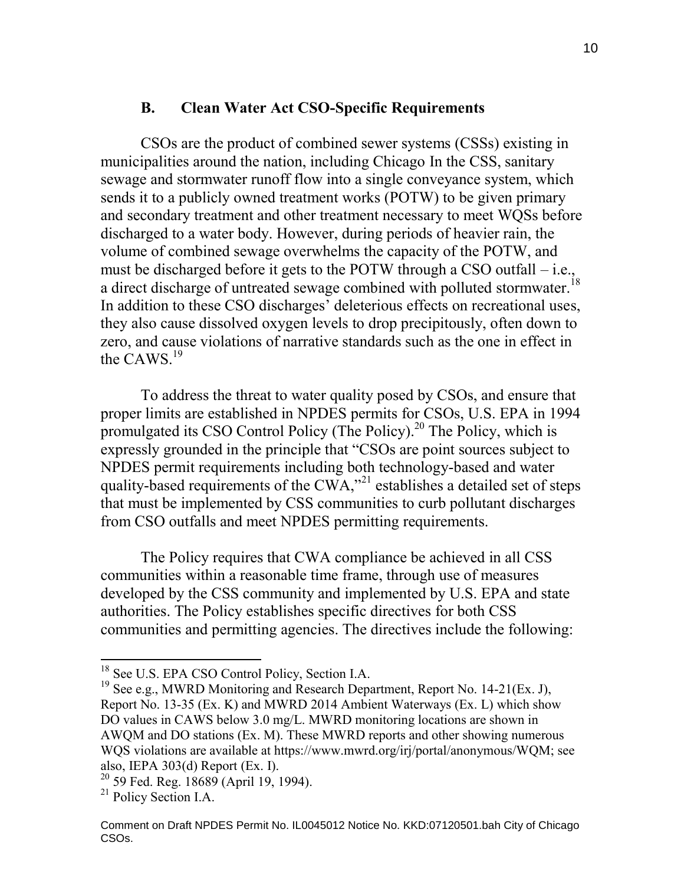### B. Clean Water Act CSO-Specific Requirements

CSOs are the product of combined sewer systems (CSSs) existing in municipalities around the nation, including Chicago In the CSS, sanitary sewage and stormwater runoff flow into a single conveyance system, which sends it to a publicly owned treatment works (POTW) to be given primary and secondary treatment and other treatment necessary to meet WQSs before discharged to a water body. However, during periods of heavier rain, the volume of combined sewage overwhelms the capacity of the POTW, and must be discharged before it gets to the POTW through a CSO outfall – i.e., a direct discharge of untreated sewage combined with polluted stormwater.[18] In addition to these CSO discharges' deleterious effects on recreational uses, they also cause dissolved oxygen levels to drop precipitously, often down to zero, and cause violations of narrative standards such as the one in effect in the CAWS.[19]

To address the threat to water quality posed by CSOs, and ensure that proper limits are established in NPDES permits for CSOs, U.S. EPA in 1994 promulgated its CSO Control Policy (The Policy).[20] The Policy, which is expressly grounded in the principle that "CSOs are point sources subject to NPDES permit requirements including both technology-based and water quality-based requirements of the CWA,"[21] establishes a detailed set of steps that must be implemented by CSS communities to curb pollutant discharges from CSO outfalls and meet NPDES permitting requirements.

The Policy requires that CWA compliance be achieved in all CSS communities within a reasonable time frame, through use of measures developed by the CSS community and implemented by U.S. EPA and state authorities. The Policy establishes specific directives for both CSS communities and permitting agencies. The directives include the following:

---

[18] See U.S. EPA CSO Control Policy, Section I.A.

[19] See e.g., MWRD Monitoring and Research Department, Report No. 14-21(Ex. J), Report No. 13-35 (Ex. K) and MWRD 2014 Ambient Waterways (Ex. L) which show DO values in CAWS below 3.0 mg/L. MWRD monitoring locations are shown in AWQM and DO stations (Ex. M). These MWRD reports and other showing numerous WQS violations are available at https://www.mwrd.org/irj/portal/anonymous/WQM; see also, IEPA 303(d) Report (Ex. I).

[20] 59 Fed. Reg. 18689 (April 19, 1994).

[21] Policy Section I.A.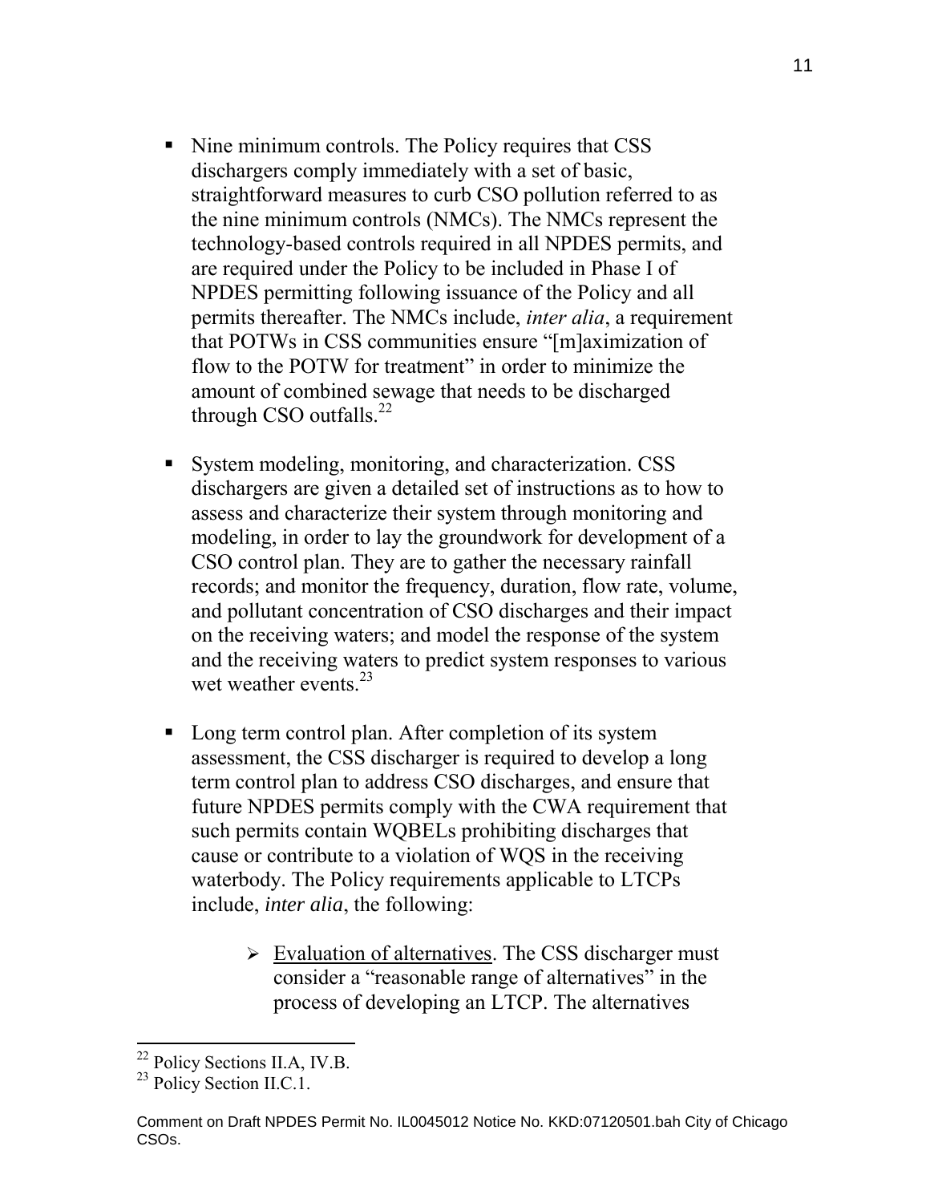- Nine minimum controls. The Policy requires that CSS dischargers comply immediately with a set of basic, straightforward measures to curb CSO pollution referred to as the nine minimum controls (NMCs). The NMCs represent the technology-based controls required in all NPDES permits, and are required under the Policy to be included in Phase I of NPDES permitting following issuance of the Policy and all permits thereafter. The NMCs include, *inter alia*, a requirement that POTWs in CSS communities ensure "[m]aximization of flow to the POTW for treatment" in order to minimize the amount of combined sewage that needs to be discharged through CSO outfalls.[22]

- System modeling, monitoring, and characterization. CSS dischargers are given a detailed set of instructions as to how to assess and characterize their system through monitoring and modeling, in order to lay the groundwork for development of a CSO control plan. They are to gather the necessary rainfall records; and monitor the frequency, duration, flow rate, volume, and pollutant concentration of CSO discharges and their impact on the receiving waters; and model the response of the system and the receiving waters to predict system responses to various wet weather events.[23]

- Long term control plan. After completion of its system assessment, the CSS discharger is required to develop a long term control plan to address CSO discharges, and ensure that future NPDES permits comply with the CWA requirement that such permits contain WQBELs prohibiting discharges that cause or contribute to a violation of WQS in the receiving waterbody. The Policy requirements applicable to LTCPs include, *inter alia*, the following:

    - Evaluation of alternatives. The CSS discharger must consider a "reasonable range of alternatives" in the process of developing an LTCP. The alternatives

[22] Policy Sections II.A, IV.B.

[23] Policy Section II.C.1.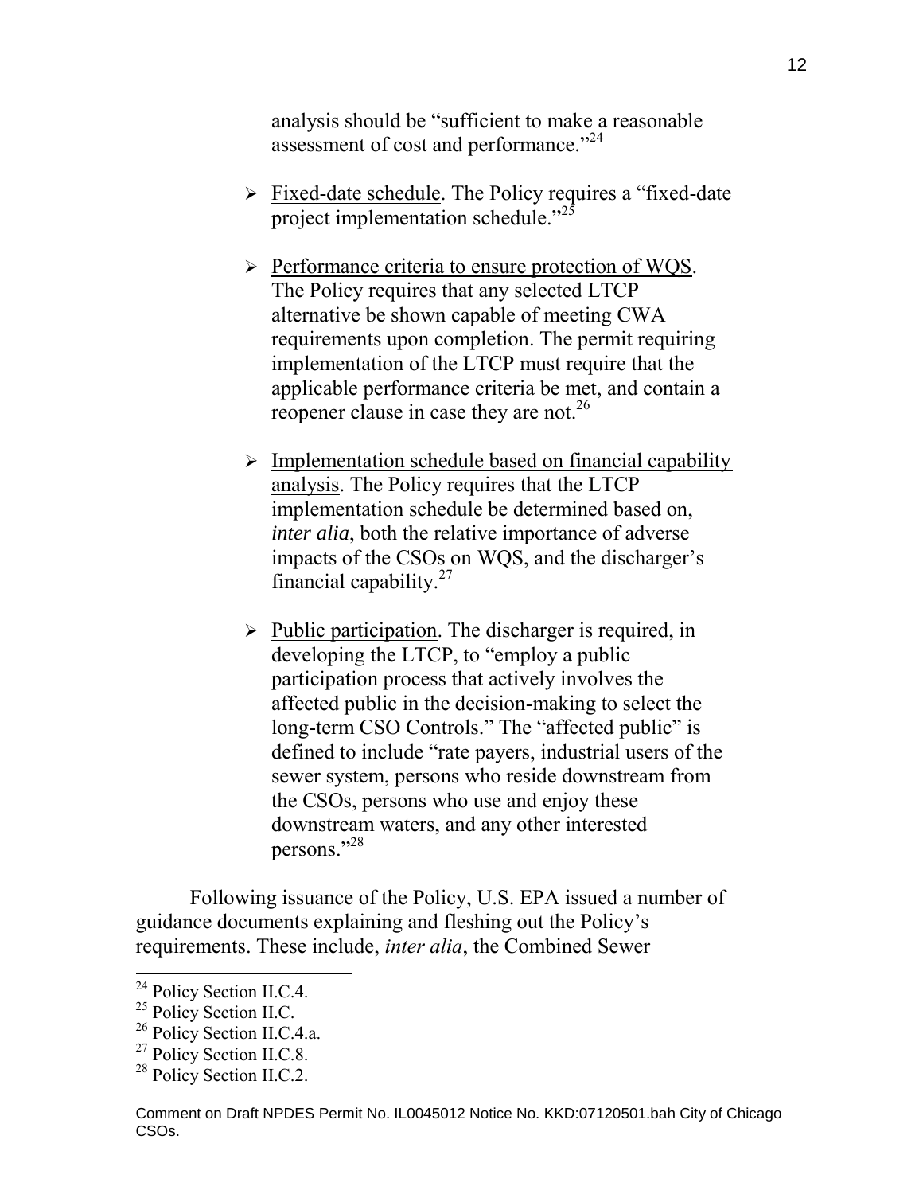analysis should be "sufficient to make a reasonable assessment of cost and performance."[24]

- Fixed-date schedule. The Policy requires a "fixed-date project implementation schedule."[25]

- Performance criteria to ensure protection of WQS. The Policy requires that any selected LTCP alternative be shown capable of meeting CWA requirements upon completion. The permit requiring implementation of the LTCP must require that the applicable performance criteria be met, and contain a reopener clause in case they are not.[26]

- Implementation schedule based on financial capability analysis. The Policy requires that the LTCP implementation schedule be determined based on, *inter alia*, both the relative importance of adverse impacts of the CSOs on WQS, and the discharger's financial capability.[27]

- Public participation. The discharger is required, in developing the LTCP, to "employ a public participation process that actively involves the affected public in the decision-making to select the long-term CSO Controls." The "affected public" is defined to include "rate payers, industrial users of the sewer system, persons who reside downstream from the CSOs, persons who use and enjoy these downstream waters, and any other interested persons."[28]

Following issuance of the Policy, U.S. EPA issued a number of guidance documents explaining and fleshing out the Policy's requirements. These include, *inter alia*, the Combined Sewer

---

[24] Policy Section II.C.4.

[25] Policy Section II.C.

[26] Policy Section II.C.4.a.

[27] Policy Section II.C.8.

[28] Policy Section II.C.2.

Comment on Draft NPDES Permit No. IL0045012 Notice No. KKD:07120501.bah City of Chicago CSOs.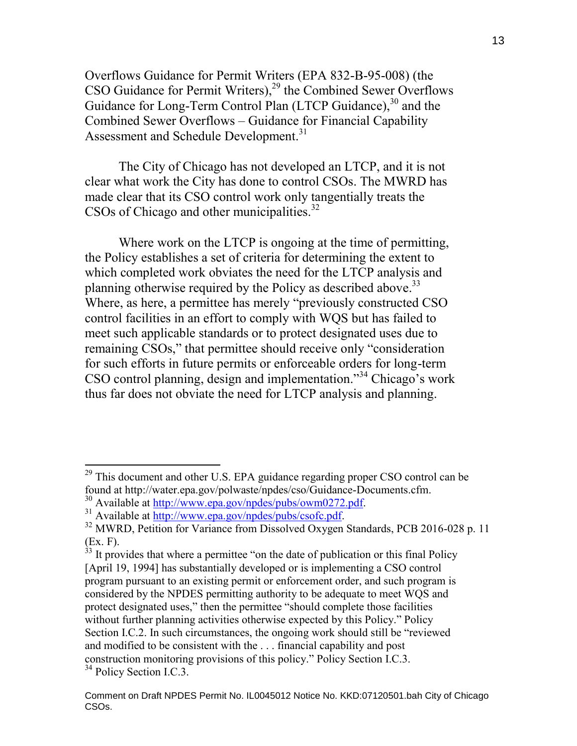Overflows Guidance for Permit Writers (EPA 832-B-95-008) (the CSO Guidance for Permit Writers),[29] the Combined Sewer Overflows Guidance for Long-Term Control Plan (LTCP Guidance),[30] and the Combined Sewer Overflows – Guidance for Financial Capability Assessment and Schedule Development.[31]

The City of Chicago has not developed an LTCP, and it is not clear what work the City has done to control CSOs. The MWRD has made clear that its CSO control work only tangentially treats the CSOs of Chicago and other municipalities.[32]

Where work on the LTCP is ongoing at the time of permitting, the Policy establishes a set of criteria for determining the extent to which completed work obviates the need for the LTCP analysis and planning otherwise required by the Policy as described above.[33] Where, as here, a permittee has merely "previously constructed CSO control facilities in an effort to comply with WQS but has failed to meet such applicable standards or to protect designated uses due to remaining CSOs," that permittee should receive only "consideration for such efforts in future permits or enforceable orders for long-term CSO control planning, design and implementation."[34] Chicago's work thus far does not obviate the need for LTCP analysis and planning.

---

[29] This document and other U.S. EPA guidance regarding proper CSO control can be found at http://water.epa.gov/polwaste/npdes/cso/Guidance-Documents.cfm.

[30] Available at http://www.epa.gov/npdes/pubs/owm0272.pdf.

[31] Available at http://www.epa.gov/npdes/pubs/csofc.pdf.

[32] MWRD, Petition for Variance from Dissolved Oxygen Standards, PCB 2016-028 p. 11 (Ex. F).

[33] It provides that where a permittee "on the date of publication or this final Policy [April 19, 1994] has substantially developed or is implementing a CSO control program pursuant to an existing permit or enforcement order, and such program is considered by the NPDES permitting authority to be adequate to meet WQS and protect designated uses," then the permittee "should complete those facilities without further planning activities otherwise expected by this Policy." Policy Section I.C.2. In such circumstances, the ongoing work should still be "reviewed and modified to be consistent with the . . . financial capability and post construction monitoring provisions of this policy." Policy Section I.C.3.

[34] Policy Section I.C.3.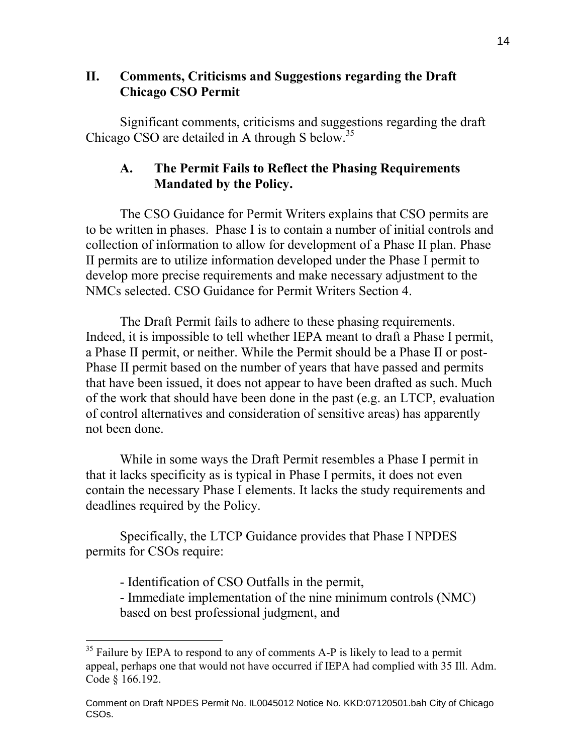## II. Comments, Criticisms and Suggestions regarding the Draft Chicago CSO Permit

Significant comments, criticisms and suggestions regarding the draft Chicago CSO are detailed in A through S below.[35]

### A. The Permit Fails to Reflect the Phasing Requirements Mandated by the Policy.

The CSO Guidance for Permit Writers explains that CSO permits are to be written in phases. Phase I is to contain a number of initial controls and collection of information to allow for development of a Phase II plan. Phase II permits are to utilize information developed under the Phase I permit to develop more precise requirements and make necessary adjustment to the NMCs selected. CSO Guidance for Permit Writers Section 4.

The Draft Permit fails to adhere to these phasing requirements. Indeed, it is impossible to tell whether IEPA meant to draft a Phase I permit, a Phase II permit, or neither. While the Permit should be a Phase II or post-Phase II permit based on the number of years that have passed and permits that have been issued, it does not appear to have been drafted as such. Much of the work that should have been done in the past (e.g. an LTCP, evaluation of control alternatives and consideration of sensitive areas) has apparently not been done.

While in some ways the Draft Permit resembles a Phase I permit in that it lacks specificity as is typical in Phase I permits, it does not even contain the necessary Phase I elements. It lacks the study requirements and deadlines required by the Policy.

Specifically, the LTCP Guidance provides that Phase I NPDES permits for CSOs require:

- Identification of CSO Outfalls in the permit,
- Immediate implementation of the nine minimum controls (NMC) based on best professional judgment, and

[35] Failure by IEPA to respond to any of comments A-P is likely to lead to a permit appeal, perhaps one that would not have occurred if IEPA had complied with 35 Ill. Adm. Code § 166.192.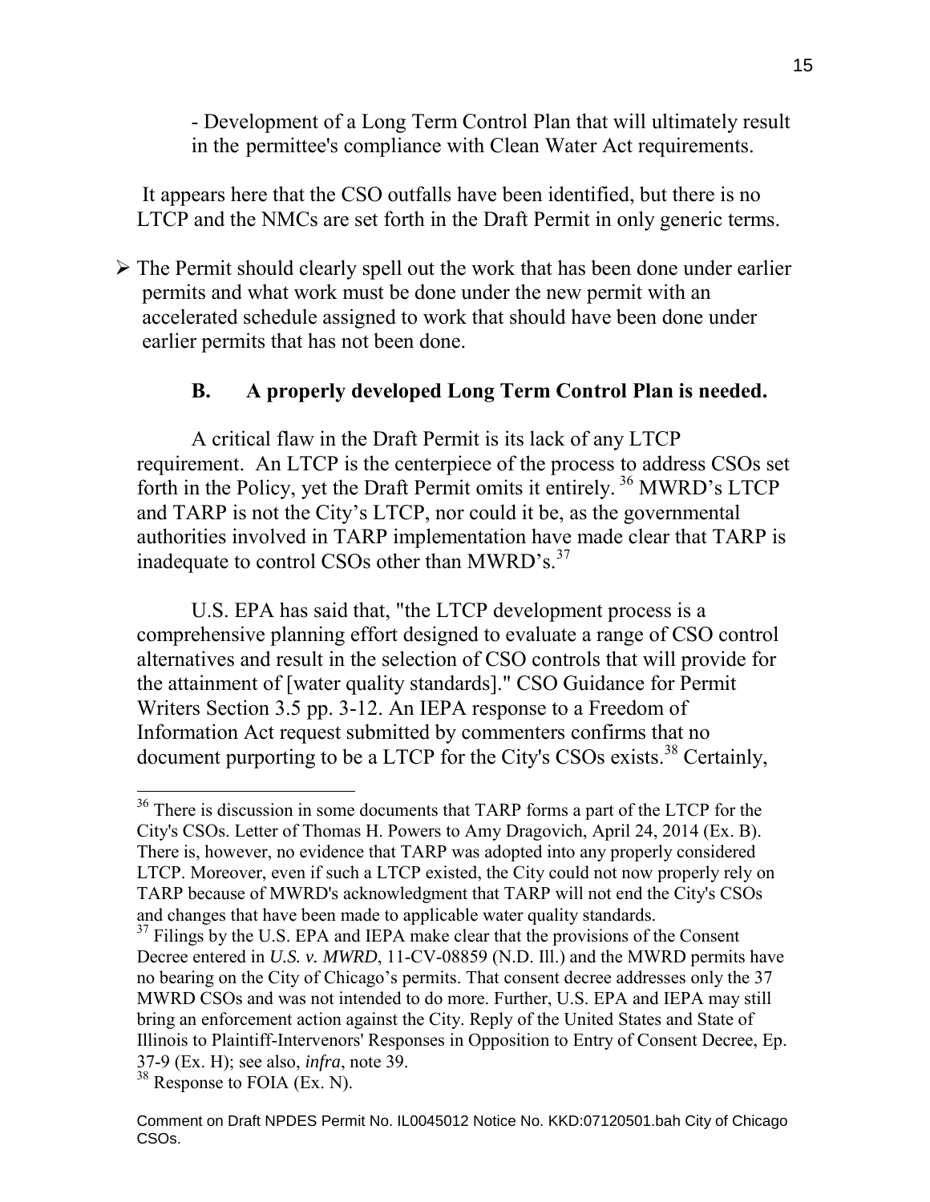- Development of a Long Term Control Plan that will ultimately result in the permittee's compliance with Clean Water Act requirements.

It appears here that the CSO outfalls have been identified, but there is no LTCP and the NMCs are set forth in the Draft Permit in only generic terms.

- The Permit should clearly spell out the work that has been done under earlier permits and what work must be done under the new permit with an accelerated schedule assigned to work that should have been done under earlier permits that has not been done.

### B. A properly developed Long Term Control Plan is needed.

A critical flaw in the Draft Permit is its lack of any LTCP requirement. An LTCP is the centerpiece of the process to address CSOs set forth in the Policy, yet the Draft Permit omits it entirely. [36] MWRD's LTCP and TARP is not the City's LTCP, nor could it be, as the governmental authorities involved in TARP implementation have made clear that TARP is inadequate to control CSOs other than MWRD's.[37]

U.S. EPA has said that, "the LTCP development process is a comprehensive planning effort designed to evaluate a range of CSO control alternatives and result in the selection of CSO controls that will provide for the attainment of [water quality standards]." CSO Guidance for Permit Writers Section 3.5 pp. 3-12. An IEPA response to a Freedom of Information Act request submitted by commenters confirms that no document purporting to be a LTCP for the City's CSOs exists.[38] Certainly,

---

[36] There is discussion in some documents that TARP forms a part of the LTCP for the City's CSOs. Letter of Thomas H. Powers to Amy Dragovich, April 24, 2014 (Ex. B). There is, however, no evidence that TARP was adopted into any properly considered LTCP. Moreover, even if such a LTCP existed, the City could not now properly rely on TARP because of MWRD's acknowledgment that TARP will not end the City's CSOs and changes that have been made to applicable water quality standards.

[37] Filings by the U.S. EPA and IEPA make clear that the provisions of the Consent Decree entered in *U.S. v. MWRD*, 11-CV-08859 (N.D. Ill.) and the MWRD permits have no bearing on the City of Chicago's permits. That consent decree addresses only the 37 MWRD CSOs and was not intended to do more. Further, U.S. EPA and IEPA may still bring an enforcement action against the City. Reply of the United States and State of Illinois to Plaintiff-Intervenors' Responses in Opposition to Entry of Consent Decree, Ep. 37-9 (Ex. H); see also, *infra*, note 39.

[38] Response to FOIA (Ex. N).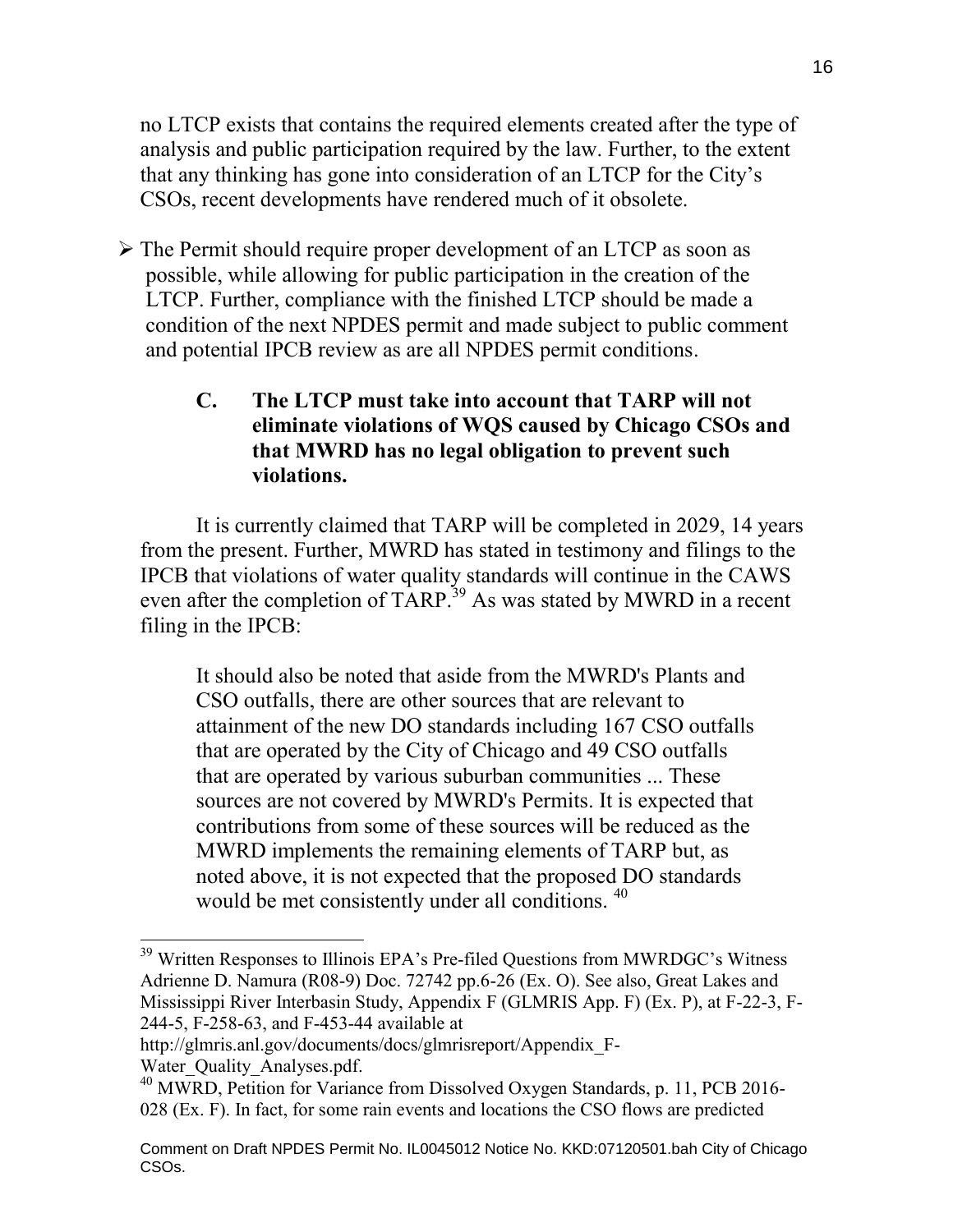no LTCP exists that contains the required elements created after the type of analysis and public participation required by the law. Further, to the extent that any thinking has gone into consideration of an LTCP for the City's CSOs, recent developments have rendered much of it obsolete.

- The Permit should require proper development of an LTCP as soon as possible, while allowing for public participation in the creation of the LTCP. Further, compliance with the finished LTCP should be made a condition of the next NPDES permit and made subject to public comment and potential IPCB review as are all NPDES permit conditions.

### C. The LTCP must take into account that TARP will not eliminate violations of WQS caused by Chicago CSOs and that MWRD has no legal obligation to prevent such violations.

It is currently claimed that TARP will be completed in 2029, 14 years from the present. Further, MWRD has stated in testimony and filings to the IPCB that violations of water quality standards will continue in the CAWS even after the completion of TARP.[39] As was stated by MWRD in a recent filing in the IPCB:

> It should also be noted that aside from the MWRD's Plants and CSO outfalls, there are other sources that are relevant to attainment of the new DO standards including 167 CSO outfalls that are operated by the City of Chicago and 49 CSO outfalls that are operated by various suburban communities ... These sources are not covered by MWRD's Permits. It is expected that contributions from some of these sources will be reduced as the MWRD implements the remaining elements of TARP but, as noted above, it is not expected that the proposed DO standards would be met consistently under all conditions. [40]

---

[39] Written Responses to Illinois EPA's Pre-filed Questions from MWRDGC's Witness Adrienne D. Namura (R08-9) Doc. 72742 pp.6-26 (Ex. O). See also, Great Lakes and Mississippi River Interbasin Study, Appendix F (GLMRIS App. F) (Ex. P), at F-22-3, F-244-5, F-258-63, and F-453-44 available at http://glmris.anl.gov/documents/docs/glmrisreport/Appendix_F-Water_Quality_Analyses.pdf.

[40] MWRD, Petition for Variance from Dissolved Oxygen Standards, p. 11, PCB 2016-028 (Ex. F). In fact, for some rain events and locations the CSO flows are predicted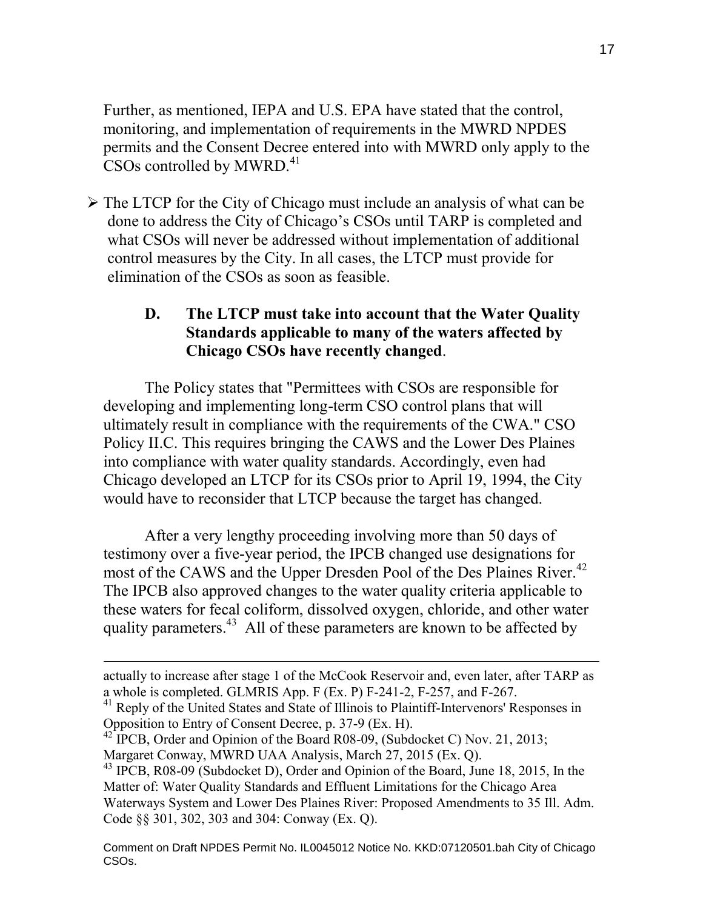Further, as mentioned, IEPA and U.S. EPA have stated that the control, monitoring, and implementation of requirements in the MWRD NPDES permits and the Consent Decree entered into with MWRD only apply to the CSOs controlled by MWRD.[41]

- The LTCP for the City of Chicago must include an analysis of what can be done to address the City of Chicago's CSOs until TARP is completed and what CSOs will never be addressed without implementation of additional control measures by the City. In all cases, the LTCP must provide for elimination of the CSOs as soon as feasible.

### D. The LTCP must take into account that the Water Quality Standards applicable to many of the waters affected by Chicago CSOs have recently changed.

The Policy states that "Permittees with CSOs are responsible for developing and implementing long-term CSO control plans that will ultimately result in compliance with the requirements of the CWA." CSO Policy II.C. This requires bringing the CAWS and the Lower Des Plaines into compliance with water quality standards. Accordingly, even had Chicago developed an LTCP for its CSOs prior to April 19, 1994, the City would have to reconsider that LTCP because the target has changed.

After a very lengthy proceeding involving more than 50 days of testimony over a five-year period, the IPCB changed use designations for most of the CAWS and the Upper Dresden Pool of the Des Plaines River.[42] The IPCB also approved changes to the water quality criteria applicable to these waters for fecal coliform, dissolved oxygen, chloride, and other water quality parameters.[43] All of these parameters are known to be affected by

---

actually to increase after stage 1 of the McCook Reservoir and, even later, after TARP as a whole is completed. GLMRIS App. F (Ex. P) F-241-2, F-257, and F-267.

[41] Reply of the United States and State of Illinois to Plaintiff-Intervenors' Responses in Opposition to Entry of Consent Decree, p. 37-9 (Ex. H).

[42] IPCB, Order and Opinion of the Board R08-09, (Subdocket C) Nov. 21, 2013; Margaret Conway, MWRD UAA Analysis, March 27, 2015 (Ex. Q).

[43] IPCB, R08-09 (Subdocket D), Order and Opinion of the Board, June 18, 2015, In the Matter of: Water Quality Standards and Effluent Limitations for the Chicago Area Waterways System and Lower Des Plaines River: Proposed Amendments to 35 Ill. Adm. Code §§ 301, 302, 303 and 304: Conway (Ex. Q).

Comment on Draft NPDES Permit No. IL0045012 Notice No. KKD:07120501.bah City of Chicago CSOs.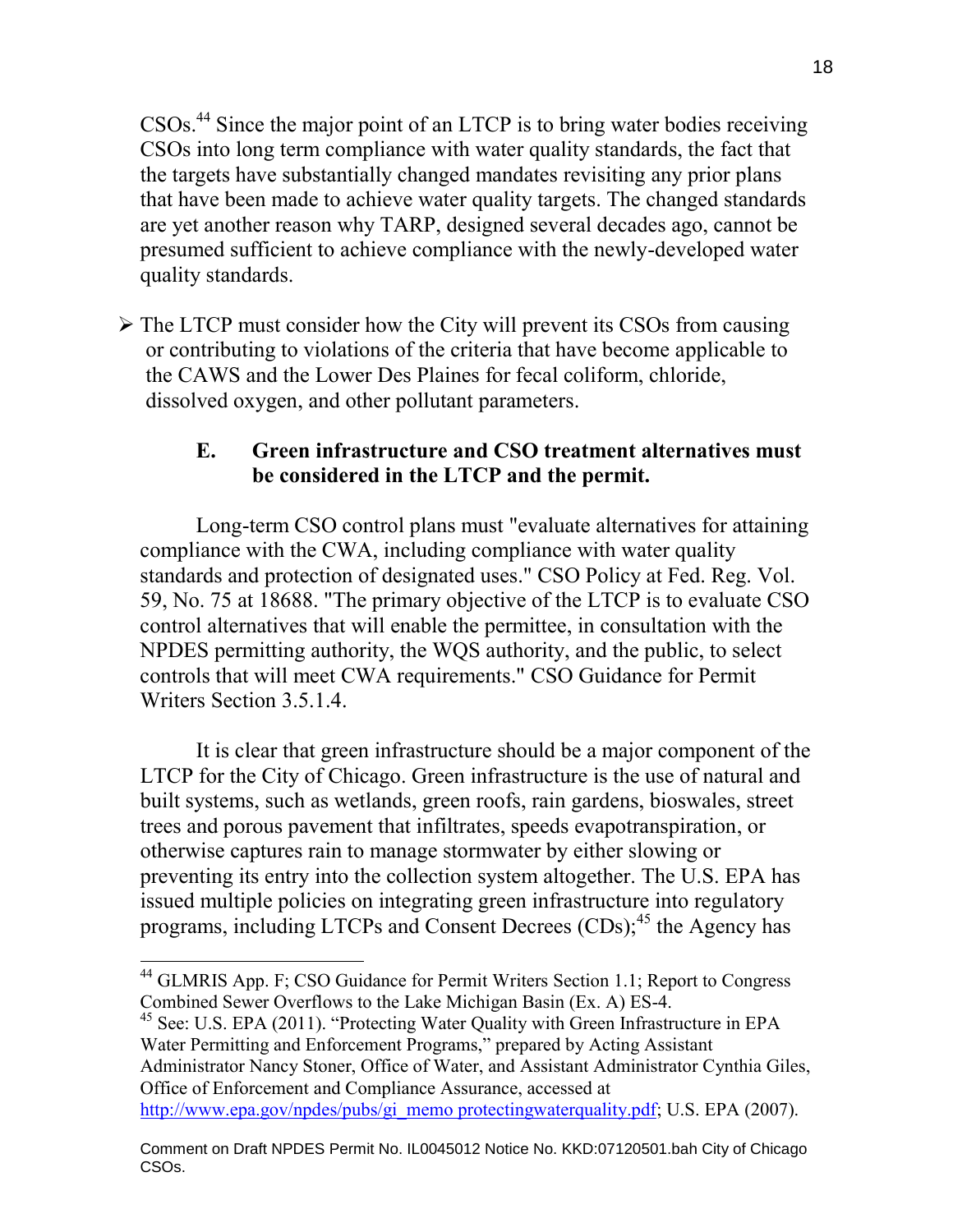CSOs.[44] Since the major point of an LTCP is to bring water bodies receiving CSOs into long term compliance with water quality standards, the fact that the targets have substantially changed mandates revisiting any prior plans that have been made to achieve water quality targets. The changed standards are yet another reason why TARP, designed several decades ago, cannot be presumed sufficient to achieve compliance with the newly-developed water quality standards.

- The LTCP must consider how the City will prevent its CSOs from causing or contributing to violations of the criteria that have become applicable to the CAWS and the Lower Des Plaines for fecal coliform, chloride, dissolved oxygen, and other pollutant parameters.

### E. Green infrastructure and CSO treatment alternatives must be considered in the LTCP and the permit.

Long-term CSO control plans must "evaluate alternatives for attaining compliance with the CWA, including compliance with water quality standards and protection of designated uses." CSO Policy at Fed. Reg. Vol. 59, No. 75 at 18688. "The primary objective of the LTCP is to evaluate CSO control alternatives that will enable the permittee, in consultation with the NPDES permitting authority, the WQS authority, and the public, to select controls that will meet CWA requirements." CSO Guidance for Permit Writers Section 3.5.1.4.

It is clear that green infrastructure should be a major component of the LTCP for the City of Chicago. Green infrastructure is the use of natural and built systems, such as wetlands, green roofs, rain gardens, bioswales, street trees and porous pavement that infiltrates, speeds evapotranspiration, or otherwise captures rain to manage stormwater by either slowing or preventing its entry into the collection system altogether. The U.S. EPA has issued multiple policies on integrating green infrastructure into regulatory programs, including LTCPs and Consent Decrees (CDs);[45] the Agency has

---

[44] GLMRIS App. F; CSO Guidance for Permit Writers Section 1.1; Report to Congress Combined Sewer Overflows to the Lake Michigan Basin (Ex. A) ES-4.

[45] See: U.S. EPA (2011). "Protecting Water Quality with Green Infrastructure in EPA Water Permitting and Enforcement Programs," prepared by Acting Assistant Administrator Nancy Stoner, Office of Water, and Assistant Administrator Cynthia Giles, Office of Enforcement and Compliance Assurance, accessed at http://www.epa.gov/npdes/pubs/gi_memo protectingwaterquality.pdf; U.S. EPA (2007).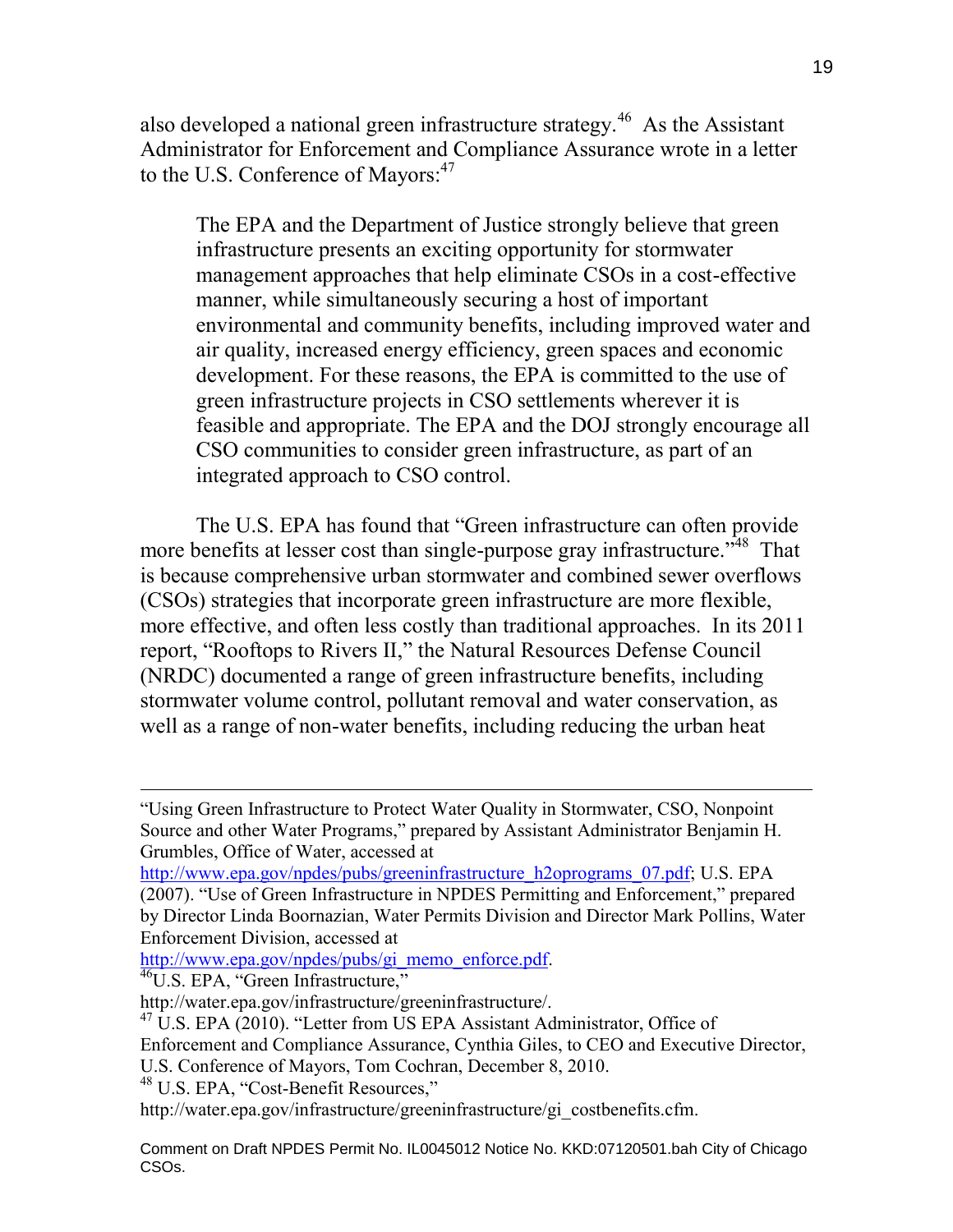also developed a national green infrastructure strategy.[46] As the Assistant Administrator for Enforcement and Compliance Assurance wrote in a letter to the U.S. Conference of Mayors:[47]

> The EPA and the Department of Justice strongly believe that green infrastructure presents an exciting opportunity for stormwater management approaches that help eliminate CSOs in a cost-effective manner, while simultaneously securing a host of important environmental and community benefits, including improved water and air quality, increased energy efficiency, green spaces and economic development. For these reasons, the EPA is committed to the use of green infrastructure projects in CSO settlements wherever it is feasible and appropriate. The EPA and the DOJ strongly encourage all CSO communities to consider green infrastructure, as part of an integrated approach to CSO control.

The U.S. EPA has found that "Green infrastructure can often provide more benefits at lesser cost than single-purpose gray infrastructure."[48] That is because comprehensive urban stormwater and combined sewer overflows (CSOs) strategies that incorporate green infrastructure are more flexible, more effective, and often less costly than traditional approaches. In its 2011 report, "Rooftops to Rivers II," the Natural Resources Defense Council (NRDC) documented a range of green infrastructure benefits, including stormwater volume control, pollutant removal and water conservation, as well as a range of non-water benefits, including reducing the urban heat

---

"Using Green Infrastructure to Protect Water Quality in Stormwater, CSO, Nonpoint Source and other Water Programs," prepared by Assistant Administrator Benjamin H. Grumbles, Office of Water, accessed at http://www.epa.gov/npdes/pubs/greeninfrastructure_h2oprograms_07.pdf; U.S. EPA (2007). "Use of Green Infrastructure in NPDES Permitting and Enforcement," prepared by Director Linda Boornazian, Water Permits Division and Director Mark Pollins, Water Enforcement Division, accessed at http://www.epa.gov/npdes/pubs/gi_memo_enforce.pdf.

[46] U.S. EPA, "Green Infrastructure," http://water.epa.gov/infrastructure/greeninfrastructure/.

[47] U.S. EPA (2010). "Letter from US EPA Assistant Administrator, Office of Enforcement and Compliance Assurance, Cynthia Giles, to CEO and Executive Director, U.S. Conference of Mayors, Tom Cochran, December 8, 2010.

[48] U.S. EPA, "Cost-Benefit Resources," http://water.epa.gov/infrastructure/greeninfrastructure/gi_costbenefits.cfm.

Comment on Draft NPDES Permit No. IL0045012 Notice No. KKD:07120501.bah City of Chicago CSOs.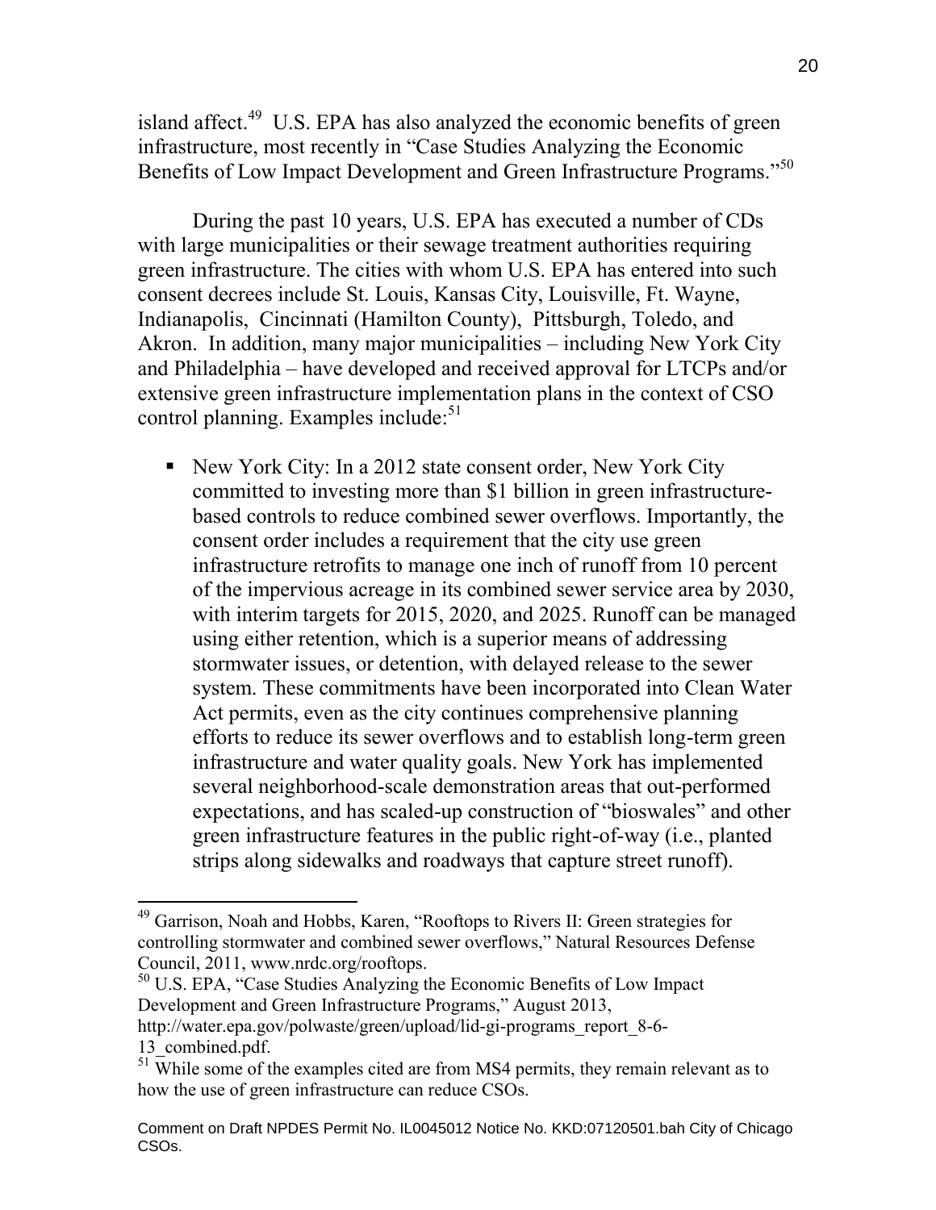island affect.[49] U.S. EPA has also analyzed the economic benefits of green infrastructure, most recently in "Case Studies Analyzing the Economic Benefits of Low Impact Development and Green Infrastructure Programs."[50]

During the past 10 years, U.S. EPA has executed a number of CDs with large municipalities or their sewage treatment authorities requiring green infrastructure. The cities with whom U.S. EPA has entered into such consent decrees include St. Louis, Kansas City, Louisville, Ft. Wayne, Indianapolis, Cincinnati (Hamilton County), Pittsburgh, Toledo, and Akron. In addition, many major municipalities – including New York City and Philadelphia – have developed and received approval for LTCPs and/or extensive green infrastructure implementation plans in the context of CSO control planning. Examples include:[51]

- New York City: In a 2012 state consent order, New York City committed to investing more than $1 billion in green infrastructure-based controls to reduce combined sewer overflows. Importantly, the consent order includes a requirement that the city use green infrastructure retrofits to manage one inch of runoff from 10 percent of the impervious acreage in its combined sewer service area by 2030, with interim targets for 2015, 2020, and 2025. Runoff can be managed using either retention, which is a superior means of addressing stormwater issues, or detention, with delayed release to the sewer system. These commitments have been incorporated into Clean Water Act permits, even as the city continues comprehensive planning efforts to reduce its sewer overflows and to establish long-term green infrastructure and water quality goals. New York has implemented several neighborhood-scale demonstration areas that out-performed expectations, and has scaled-up construction of "bioswales" and other green infrastructure features in the public right-of-way (i.e., planted strips along sidewalks and roadways that capture street runoff).

---

[49] Garrison, Noah and Hobbs, Karen, "Rooftops to Rivers II: Green strategies for controlling stormwater and combined sewer overflows," Natural Resources Defense Council, 2011, www.nrdc.org/rooftops.

[50] U.S. EPA, "Case Studies Analyzing the Economic Benefits of Low Impact Development and Green Infrastructure Programs," August 2013, http://water.epa.gov/polwaste/green/upload/lid-gi-programs_report_8-6-13_combined.pdf.

[51] While some of the examples cited are from MS4 permits, they remain relevant as to how the use of green infrastructure can reduce CSOs.

Comment on Draft NPDES Permit No. IL0045012 Notice No. KKD:07120501.bah City of Chicago CSOs.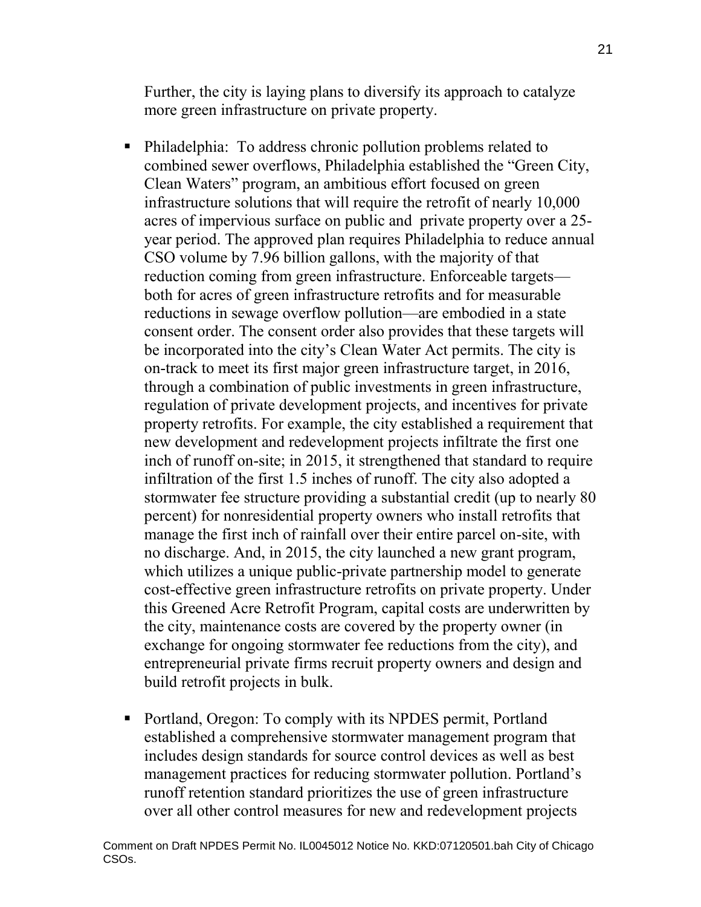Further, the city is laying plans to diversify its approach to catalyze more green infrastructure on private property.

- Philadelphia: To address chronic pollution problems related to combined sewer overflows, Philadelphia established the "Green City, Clean Waters" program, an ambitious effort focused on green infrastructure solutions that will require the retrofit of nearly 10,000 acres of impervious surface on public and private property over a 25-year period. The approved plan requires Philadelphia to reduce annual CSO volume by 7.96 billion gallons, with the majority of that reduction coming from green infrastructure. Enforceable targets—both for acres of green infrastructure retrofits and for measurable reductions in sewage overflow pollution—are embodied in a state consent order. The consent order also provides that these targets will be incorporated into the city's Clean Water Act permits. The city is on-track to meet its first major green infrastructure target, in 2016, through a combination of public investments in green infrastructure, regulation of private development projects, and incentives for private property retrofits. For example, the city established a requirement that new development and redevelopment projects infiltrate the first one inch of runoff on-site; in 2015, it strengthened that standard to require infiltration of the first 1.5 inches of runoff. The city also adopted a stormwater fee structure providing a substantial credit (up to nearly 80 percent) for nonresidential property owners who install retrofits that manage the first inch of rainfall over their entire parcel on-site, with no discharge. And, in 2015, the city launched a new grant program, which utilizes a unique public-private partnership model to generate cost-effective green infrastructure retrofits on private property. Under this Greened Acre Retrofit Program, capital costs are underwritten by the city, maintenance costs are covered by the property owner (in exchange for ongoing stormwater fee reductions from the city), and entrepreneurial private firms recruit property owners and design and build retrofit projects in bulk.

- Portland, Oregon: To comply with its NPDES permit, Portland established a comprehensive stormwater management program that includes design standards for source control devices as well as best management practices for reducing stormwater pollution. Portland's runoff retention standard prioritizes the use of green infrastructure over all other control measures for new and redevelopment projects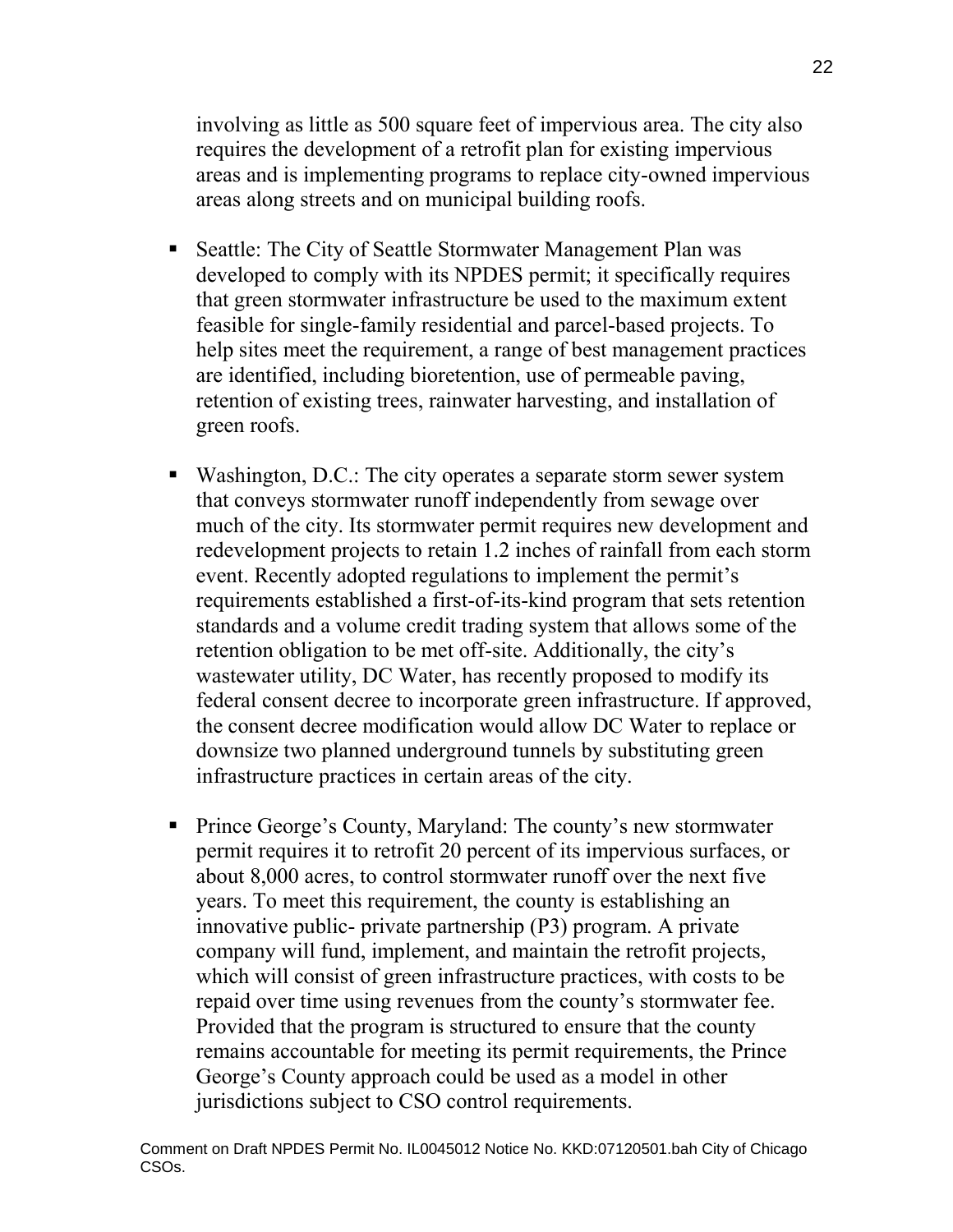involving as little as 500 square feet of impervious area. The city also requires the development of a retrofit plan for existing impervious areas and is implementing programs to replace city-owned impervious areas along streets and on municipal building roofs.

- Seattle: The City of Seattle Stormwater Management Plan was developed to comply with its NPDES permit; it specifically requires that green stormwater infrastructure be used to the maximum extent feasible for single-family residential and parcel-based projects. To help sites meet the requirement, a range of best management practices are identified, including bioretention, use of permeable paving, retention of existing trees, rainwater harvesting, and installation of green roofs.

- Washington, D.C.: The city operates a separate storm sewer system that conveys stormwater runoff independently from sewage over much of the city. Its stormwater permit requires new development and redevelopment projects to retain 1.2 inches of rainfall from each storm event. Recently adopted regulations to implement the permit's requirements established a first-of-its-kind program that sets retention standards and a volume credit trading system that allows some of the retention obligation to be met off-site. Additionally, the city's wastewater utility, DC Water, has recently proposed to modify its federal consent decree to incorporate green infrastructure. If approved, the consent decree modification would allow DC Water to replace or downsize two planned underground tunnels by substituting green infrastructure practices in certain areas of the city.

- Prince George's County, Maryland: The county's new stormwater permit requires it to retrofit 20 percent of its impervious surfaces, or about 8,000 acres, to control stormwater runoff over the next five years. To meet this requirement, the county is establishing an innovative public- private partnership (P3) program. A private company will fund, implement, and maintain the retrofit projects, which will consist of green infrastructure practices, with costs to be repaid over time using revenues from the county's stormwater fee. Provided that the program is structured to ensure that the county remains accountable for meeting its permit requirements, the Prince George's County approach could be used as a model in other jurisdictions subject to CSO control requirements.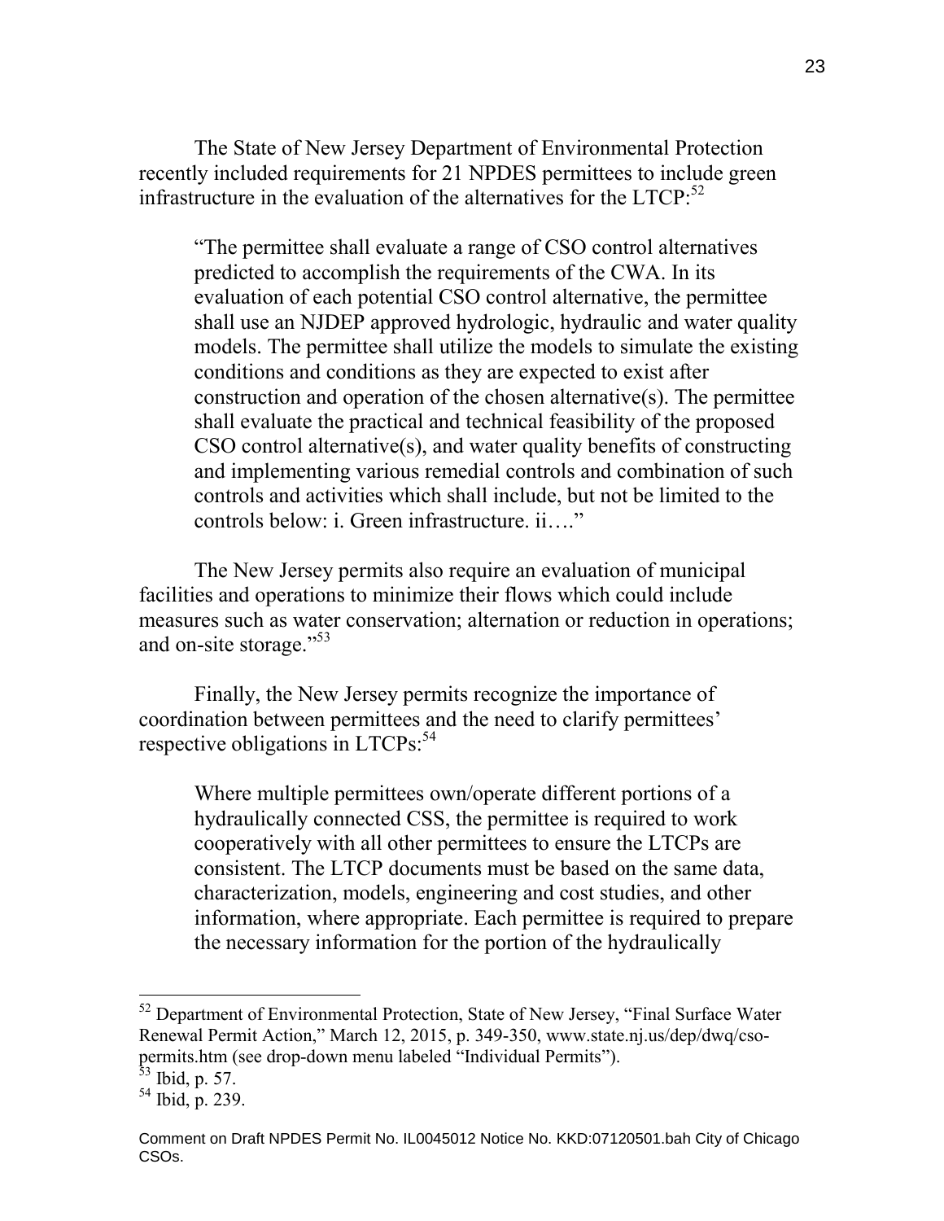The State of New Jersey Department of Environmental Protection recently included requirements for 21 NPDES permittees to include green infrastructure in the evaluation of the alternatives for the LTCP:[52]

> "The permittee shall evaluate a range of CSO control alternatives predicted to accomplish the requirements of the CWA. In its evaluation of each potential CSO control alternative, the permittee shall use an NJDEP approved hydrologic, hydraulic and water quality models. The permittee shall utilize the models to simulate the existing conditions and conditions as they are expected to exist after construction and operation of the chosen alternative(s). The permittee shall evaluate the practical and technical feasibility of the proposed CSO control alternative(s), and water quality benefits of constructing and implementing various remedial controls and combination of such controls and activities which shall include, but not be limited to the controls below: i. Green infrastructure. ii…."

The New Jersey permits also require an evaluation of municipal facilities and operations to minimize their flows which could include measures such as water conservation; alternation or reduction in operations; and on-site storage."[53]

Finally, the New Jersey permits recognize the importance of coordination between permittees and the need to clarify permittees' respective obligations in LTCPs:[54]

> Where multiple permittees own/operate different portions of a hydraulically connected CSS, the permittee is required to work cooperatively with all other permittees to ensure the LTCPs are consistent. The LTCP documents must be based on the same data, characterization, models, engineering and cost studies, and other information, where appropriate. Each permittee is required to prepare the necessary information for the portion of the hydraulically

[52] Department of Environmental Protection, State of New Jersey, "Final Surface Water Renewal Permit Action," March 12, 2015, p. 349-350, www.state.nj.us/dep/dwq/cso-permits.htm (see drop-down menu labeled "Individual Permits").

[53] Ibid, p. 57.

[54] Ibid, p. 239.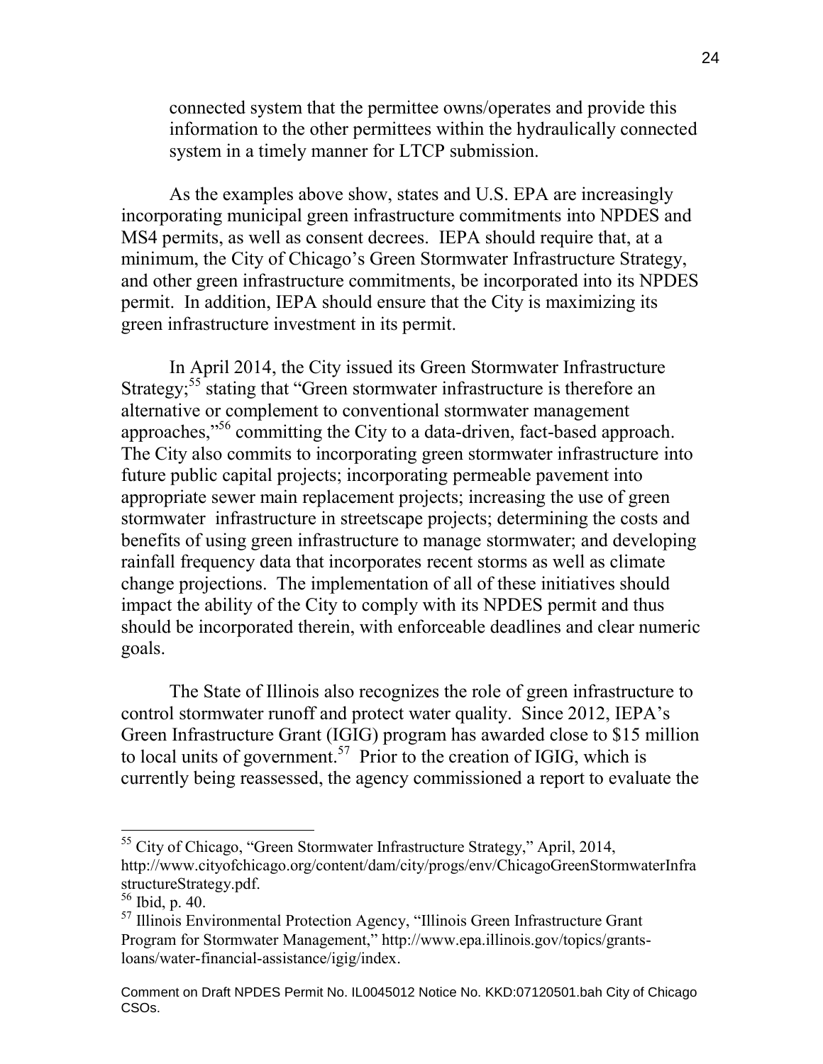connected system that the permittee owns/operates and provide this information to the other permittees within the hydraulically connected system in a timely manner for LTCP submission.

As the examples above show, states and U.S. EPA are increasingly incorporating municipal green infrastructure commitments into NPDES and MS4 permits, as well as consent decrees. IEPA should require that, at a minimum, the City of Chicago's Green Stormwater Infrastructure Strategy, and other green infrastructure commitments, be incorporated into its NPDES permit. In addition, IEPA should ensure that the City is maximizing its green infrastructure investment in its permit.

In April 2014, the City issued its Green Stormwater Infrastructure Strategy;[55] stating that "Green stormwater infrastructure is therefore an alternative or complement to conventional stormwater management approaches,"[56] committing the City to a data-driven, fact-based approach. The City also commits to incorporating green stormwater infrastructure into future public capital projects; incorporating permeable pavement into appropriate sewer main replacement projects; increasing the use of green stormwater infrastructure in streetscape projects; determining the costs and benefits of using green infrastructure to manage stormwater; and developing rainfall frequency data that incorporates recent storms as well as climate change projections. The implementation of all of these initiatives should impact the ability of the City to comply with its NPDES permit and thus should be incorporated therein, with enforceable deadlines and clear numeric goals.

The State of Illinois also recognizes the role of green infrastructure to control stormwater runoff and protect water quality. Since 2012, IEPA's Green Infrastructure Grant (IGIG) program has awarded close to $15 million to local units of government.[57] Prior to the creation of IGIG, which is currently being reassessed, the agency commissioned a report to evaluate the

---

[55] City of Chicago, "Green Stormwater Infrastructure Strategy," April, 2014, http://www.cityofchicago.org/content/dam/city/progs/env/ChicagoGreenStormwaterInfrastructureStrategy.pdf.

[56] Ibid, p. 40.

[57] Illinois Environmental Protection Agency, "Illinois Green Infrastructure Grant Program for Stormwater Management," http://www.epa.illinois.gov/topics/grants-loans/water-financial-assistance/igig/index.

Comment on Draft NPDES Permit No. IL0045012 Notice No. KKD:07120501.bah City of Chicago CSOs.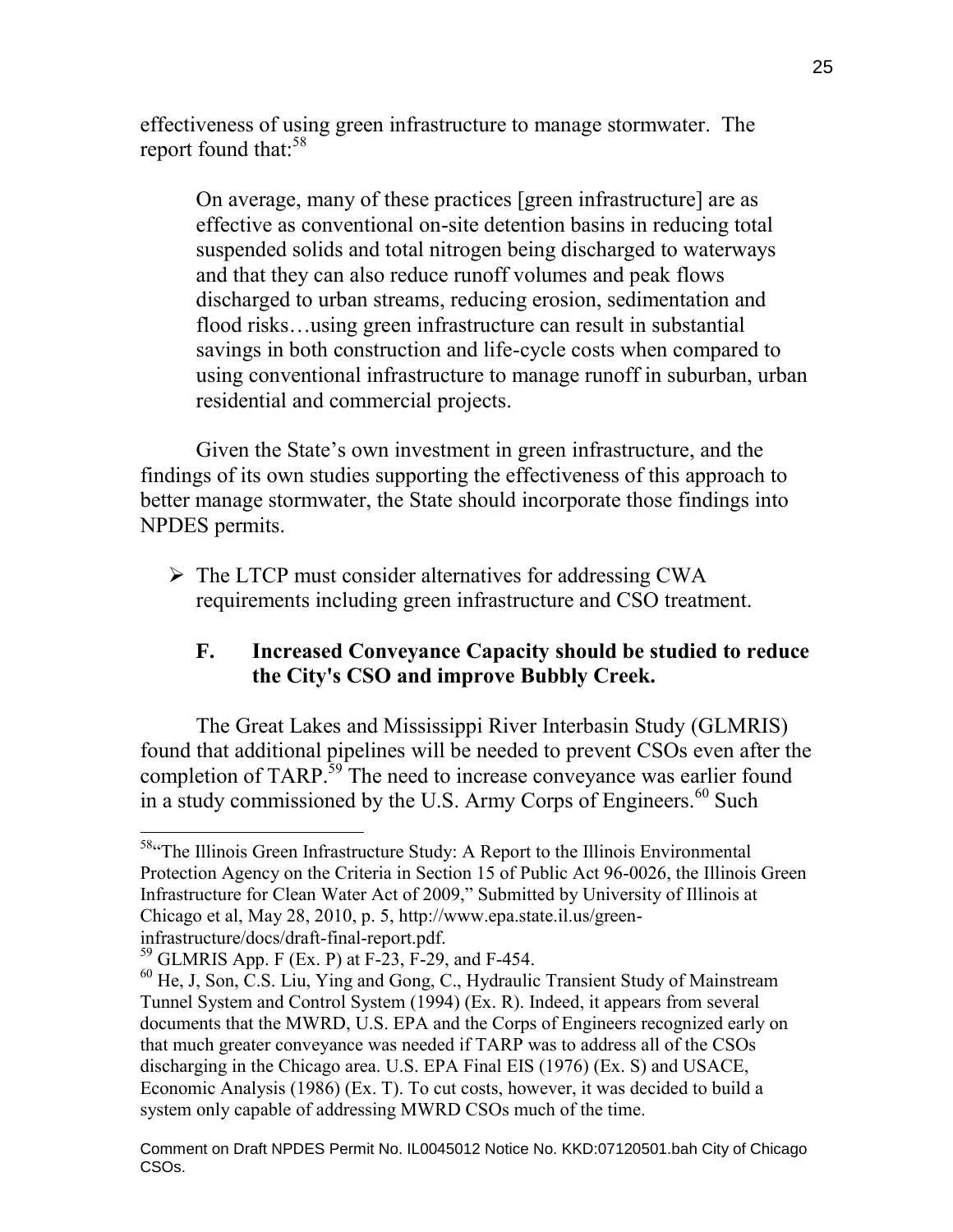effectiveness of using green infrastructure to manage stormwater. The report found that:[58]

> On average, many of these practices [green infrastructure] are as effective as conventional on-site detention basins in reducing total suspended solids and total nitrogen being discharged to waterways and that they can also reduce runoff volumes and peak flows discharged to urban streams, reducing erosion, sedimentation and flood risks…using green infrastructure can result in substantial savings in both construction and life-cycle costs when compared to using conventional infrastructure to manage runoff in suburban, urban residential and commercial projects.

Given the State's own investment in green infrastructure, and the findings of its own studies supporting the effectiveness of this approach to better manage stormwater, the State should incorporate those findings into NPDES permits.

- The LTCP must consider alternatives for addressing CWA requirements including green infrastructure and CSO treatment.

### F. Increased Conveyance Capacity should be studied to reduce the City's CSO and improve Bubbly Creek.

The Great Lakes and Mississippi River Interbasin Study (GLMRIS) found that additional pipelines will be needed to prevent CSOs even after the completion of TARP.[59] The need to increase conveyance was earlier found in a study commissioned by the U.S. Army Corps of Engineers.[60] Such

---

[58] "The Illinois Green Infrastructure Study: A Report to the Illinois Environmental Protection Agency on the Criteria in Section 15 of Public Act 96-0026, the Illinois Green Infrastructure for Clean Water Act of 2009," Submitted by University of Illinois at Chicago et al, May 28, 2010, p. 5, http://www.epa.state.il.us/green-infrastructure/docs/draft-final-report.pdf.

[59] GLMRIS App. F (Ex. P) at F-23, F-29, and F-454.

[60] He, J, Son, C.S. Liu, Ying and Gong, C., Hydraulic Transient Study of Mainstream Tunnel System and Control System (1994) (Ex. R). Indeed, it appears from several documents that the MWRD, U.S. EPA and the Corps of Engineers recognized early on that much greater conveyance was needed if TARP was to address all of the CSOs discharging in the Chicago area. U.S. EPA Final EIS (1976) (Ex. S) and USACE, Economic Analysis (1986) (Ex. T). To cut costs, however, it was decided to build a system only capable of addressing MWRD CSOs much of the time.

Comment on Draft NPDES Permit No. IL0045012 Notice No. KKD:07120501.bah City of Chicago CSOs.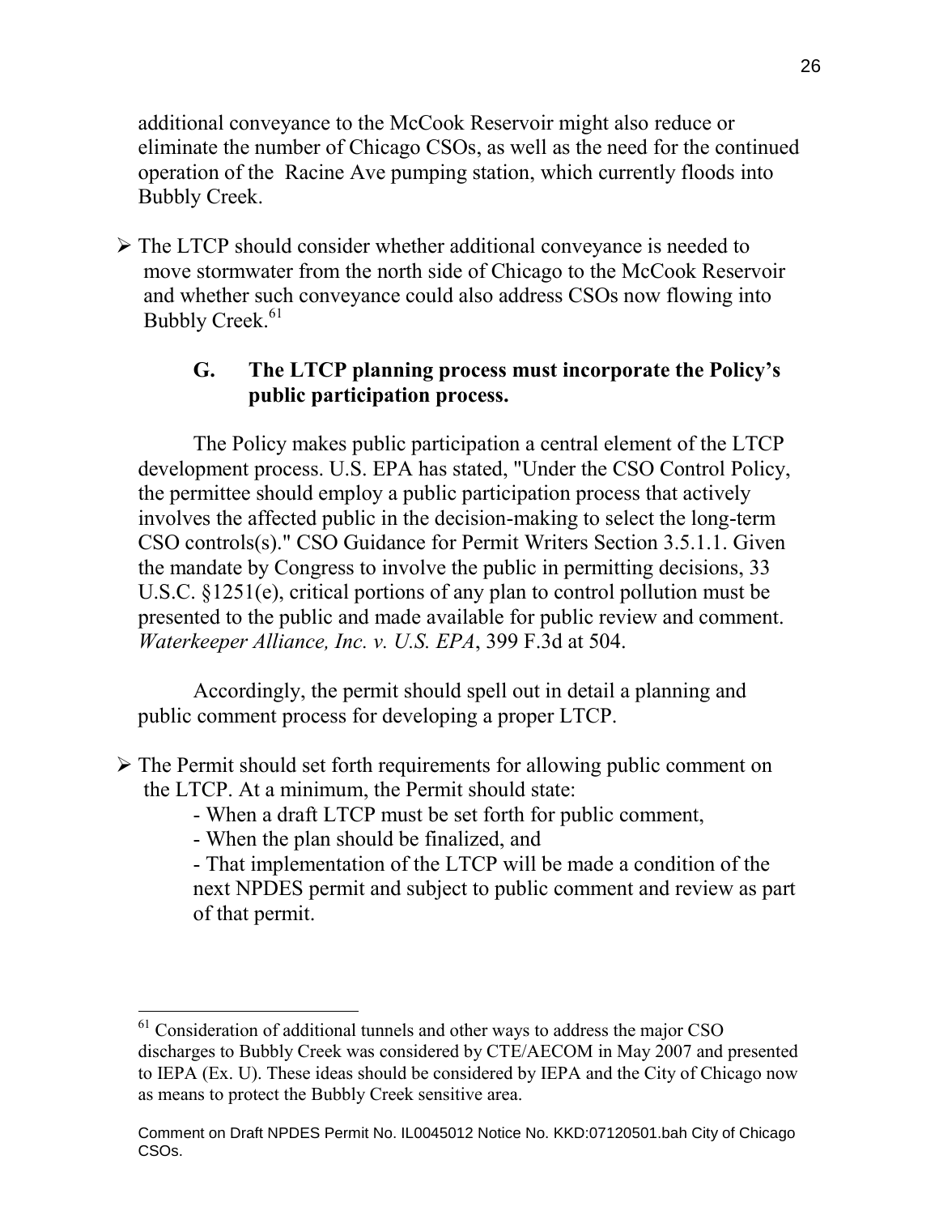additional conveyance to the McCook Reservoir might also reduce or eliminate the number of Chicago CSOs, as well as the need for the continued operation of the Racine Ave pumping station, which currently floods into Bubbly Creek.

- The LTCP should consider whether additional conveyance is needed to move stormwater from the north side of Chicago to the McCook Reservoir and whether such conveyance could also address CSOs now flowing into Bubbly Creek.[61]

### G. The LTCP planning process must incorporate the Policy's public participation process.

The Policy makes public participation a central element of the LTCP development process. U.S. EPA has stated, "Under the CSO Control Policy, the permittee should employ a public participation process that actively involves the affected public in the decision-making to select the long-term CSO controls(s)." CSO Guidance for Permit Writers Section 3.5.1.1. Given the mandate by Congress to involve the public in permitting decisions, 33 U.S.C. §1251(e), critical portions of any plan to control pollution must be presented to the public and made available for public review and comment. *Waterkeeper Alliance, Inc. v. U.S. EPA*, 399 F.3d at 504.

Accordingly, the permit should spell out in detail a planning and public comment process for developing a proper LTCP.

- The Permit should set forth requirements for allowing public comment on the LTCP. At a minimum, the Permit should state:
  - When a draft LTCP must be set forth for public comment,
  - When the plan should be finalized, and
  - That implementation of the LTCP will be made a condition of the next NPDES permit and subject to public comment and review as part of that permit.

---

[61] Consideration of additional tunnels and other ways to address the major CSO discharges to Bubbly Creek was considered by CTE/AECOM in May 2007 and presented to IEPA (Ex. U). These ideas should be considered by IEPA and the City of Chicago now as means to protect the Bubbly Creek sensitive area.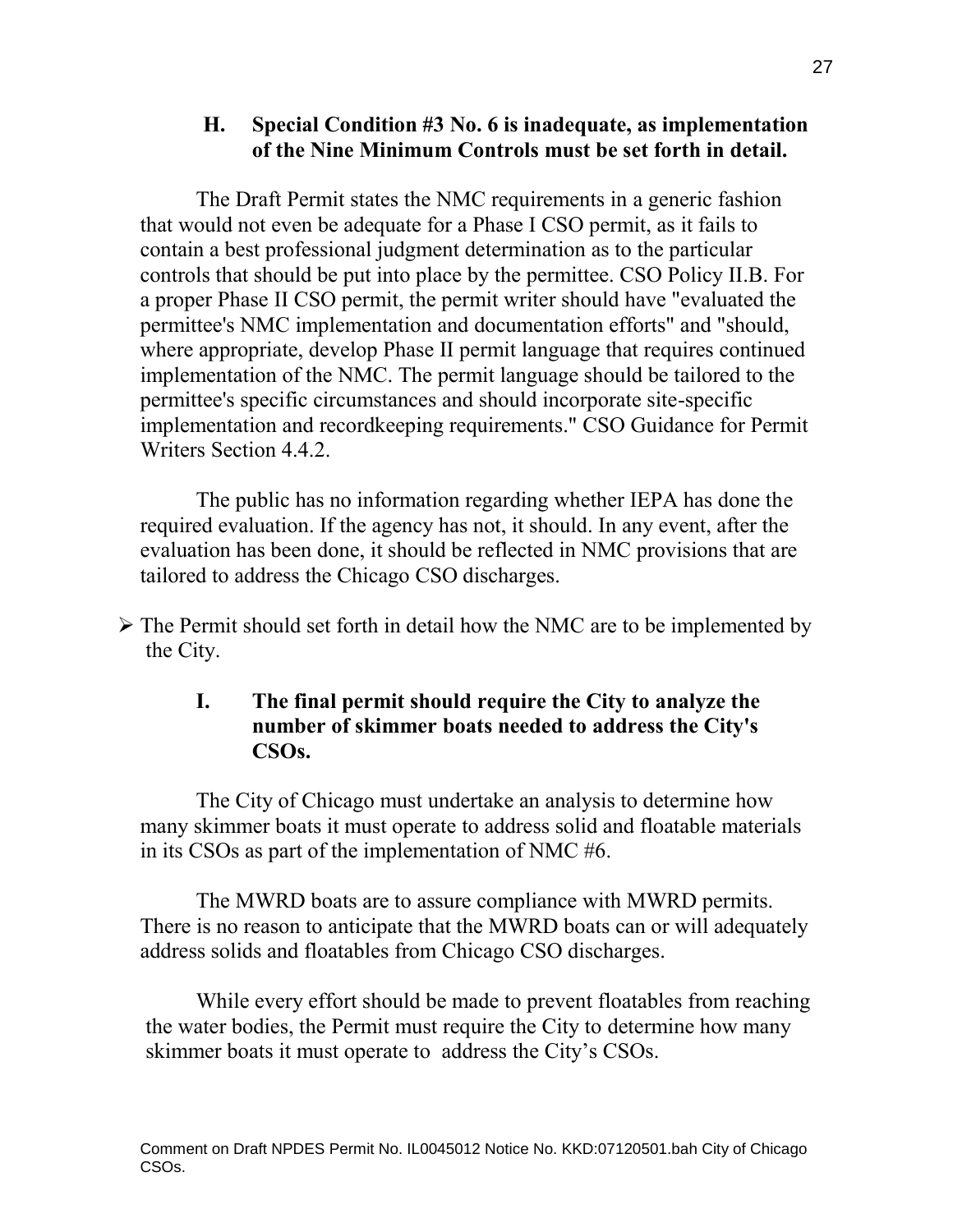### H. Special Condition #3 No. 6 is inadequate, as implementation of the Nine Minimum Controls must be set forth in detail.

The Draft Permit states the NMC requirements in a generic fashion that would not even be adequate for a Phase I CSO permit, as it fails to contain a best professional judgment determination as to the particular controls that should be put into place by the permittee. CSO Policy II.B. For a proper Phase II CSO permit, the permit writer should have "evaluated the permittee's NMC implementation and documentation efforts" and "should, where appropriate, develop Phase II permit language that requires continued implementation of the NMC. The permit language should be tailored to the permittee's specific circumstances and should incorporate site-specific implementation and recordkeeping requirements." CSO Guidance for Permit Writers Section 4.4.2.

The public has no information regarding whether IEPA has done the required evaluation. If the agency has not, it should. In any event, after the evaluation has been done, it should be reflected in NMC provisions that are tailored to address the Chicago CSO discharges.

- The Permit should set forth in detail how the NMC are to be implemented by the City.

### I. The final permit should require the City to analyze the number of skimmer boats needed to address the City's CSOs.

The City of Chicago must undertake an analysis to determine how many skimmer boats it must operate to address solid and floatable materials in its CSOs as part of the implementation of NMC #6.

The MWRD boats are to assure compliance with MWRD permits. There is no reason to anticipate that the MWRD boats can or will adequately address solids and floatables from Chicago CSO discharges.

While every effort should be made to prevent floatables from reaching the water bodies, the Permit must require the City to determine how many skimmer boats it must operate to address the City's CSOs.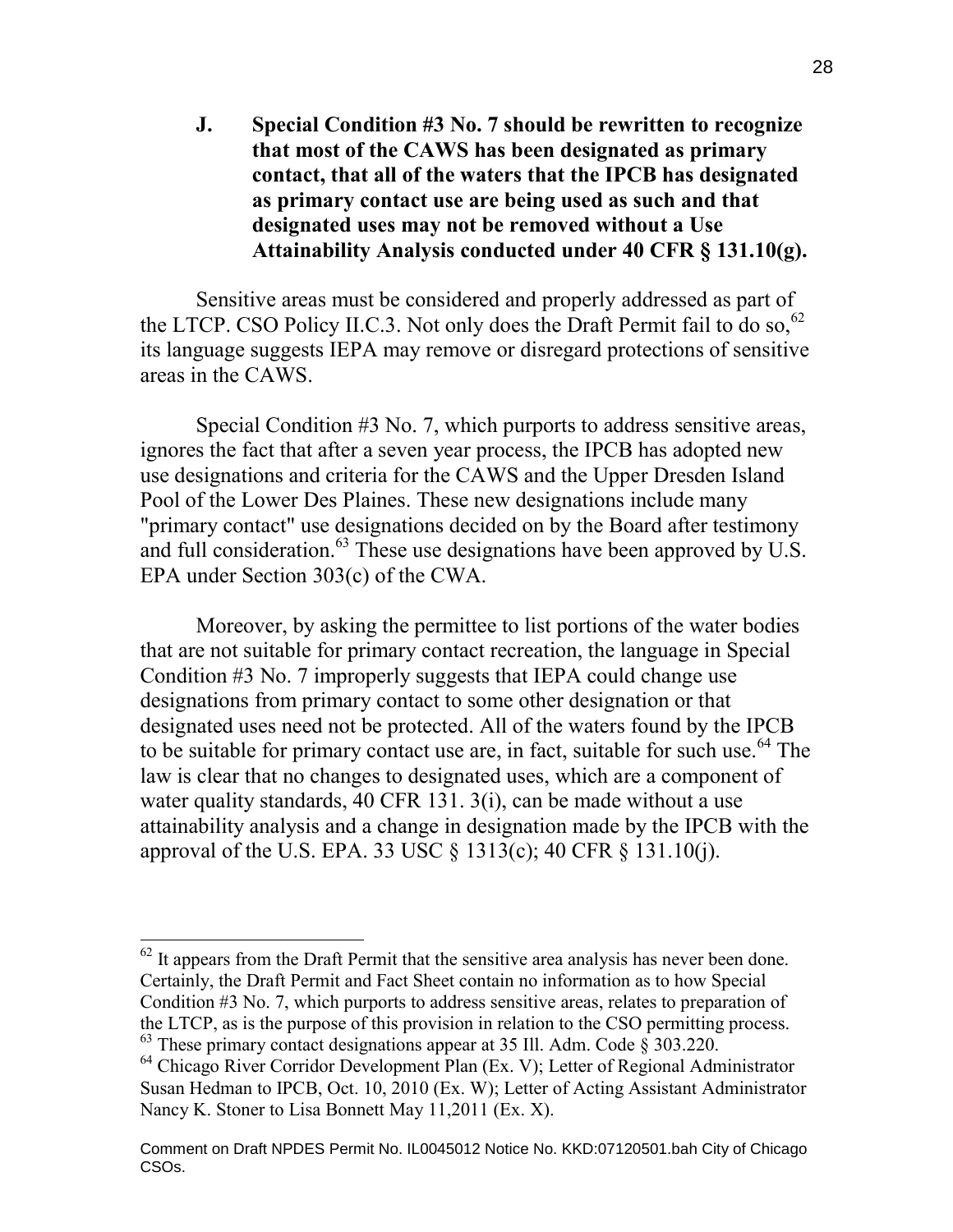**J. Special Condition #3 No. 7 should be rewritten to recognize that most of the CAWS has been designated as primary contact, that all of the waters that the IPCB has designated as primary contact use are being used as such and that designated uses may not be removed without a Use Attainability Analysis conducted under 40 CFR § 131.10(g).**

Sensitive areas must be considered and properly addressed as part of the LTCP. CSO Policy II.C.3. Not only does the Draft Permit fail to do so,[62] its language suggests IEPA may remove or disregard protections of sensitive areas in the CAWS.

Special Condition #3 No. 7, which purports to address sensitive areas, ignores the fact that after a seven year process, the IPCB has adopted new use designations and criteria for the CAWS and the Upper Dresden Island Pool of the Lower Des Plaines. These new designations include many "primary contact" use designations decided on by the Board after testimony and full consideration.[63] These use designations have been approved by U.S. EPA under Section 303(c) of the CWA.

Moreover, by asking the permittee to list portions of the water bodies that are not suitable for primary contact recreation, the language in Special Condition #3 No. 7 improperly suggests that IEPA could change use designations from primary contact to some other designation or that designated uses need not be protected. All of the waters found by the IPCB to be suitable for primary contact use are, in fact, suitable for such use.[64] The law is clear that no changes to designated uses, which are a component of water quality standards, 40 CFR 131. 3(i), can be made without a use attainability analysis and a change in designation made by the IPCB with the approval of the U.S. EPA. 33 USC § 1313(c); 40 CFR § 131.10(j).

---

[62] It appears from the Draft Permit that the sensitive area analysis has never been done. Certainly, the Draft Permit and Fact Sheet contain no information as to how Special Condition #3 No. 7, which purports to address sensitive areas, relates to preparation of the LTCP, as is the purpose of this provision in relation to the CSO permitting process.

[63] These primary contact designations appear at 35 Ill. Adm. Code § 303.220.

[64] Chicago River Corridor Development Plan (Ex. V); Letter of Regional Administrator Susan Hedman to IPCB, Oct. 10, 2010 (Ex. W); Letter of Acting Assistant Administrator Nancy K. Stoner to Lisa Bonnett May 11,2011 (Ex. X).

Comment on Draft NPDES Permit No. IL0045012 Notice No. KKD:07120501.bah City of Chicago CSOs.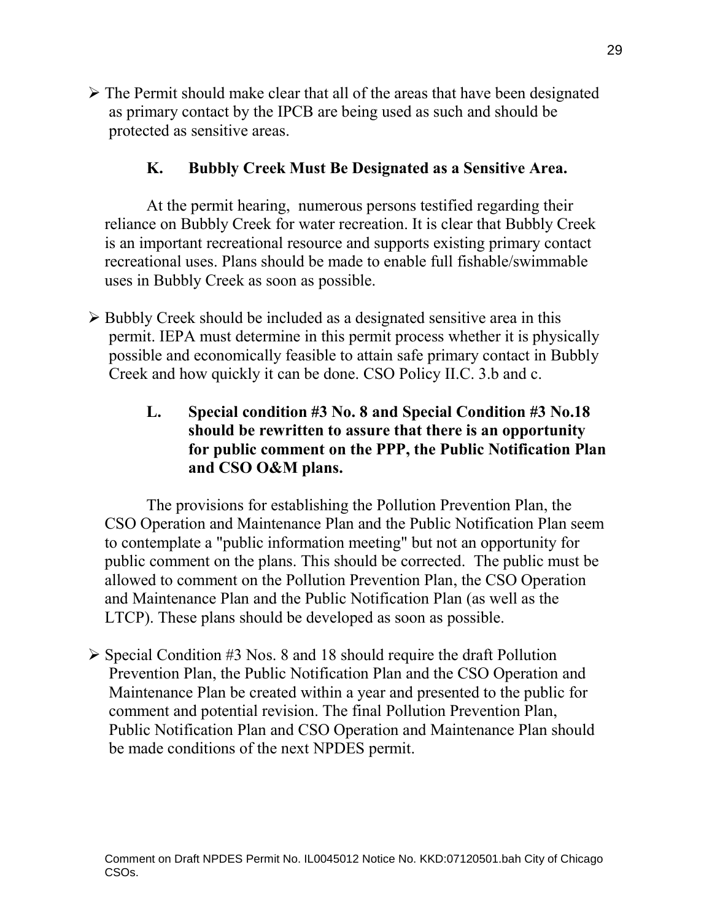- The Permit should make clear that all of the areas that have been designated as primary contact by the IPCB are being used as such and should be protected as sensitive areas.

### K. Bubbly Creek Must Be Designated as a Sensitive Area.

At the permit hearing, numerous persons testified regarding their reliance on Bubbly Creek for water recreation. It is clear that Bubbly Creek is an important recreational resource and supports existing primary contact recreational uses. Plans should be made to enable full fishable/swimmable uses in Bubbly Creek as soon as possible.

- Bubbly Creek should be included as a designated sensitive area in this permit. IEPA must determine in this permit process whether it is physically possible and economically feasible to attain safe primary contact in Bubbly Creek and how quickly it can be done. CSO Policy II.C. 3.b and c.

### L. Special condition #3 No. 8 and Special Condition #3 No.18 should be rewritten to assure that there is an opportunity for public comment on the PPP, the Public Notification Plan and CSO O&M plans.

The provisions for establishing the Pollution Prevention Plan, the CSO Operation and Maintenance Plan and the Public Notification Plan seem to contemplate a "public information meeting" but not an opportunity for public comment on the plans. This should be corrected. The public must be allowed to comment on the Pollution Prevention Plan, the CSO Operation and Maintenance Plan and the Public Notification Plan (as well as the LTCP). These plans should be developed as soon as possible.

- Special Condition #3 Nos. 8 and 18 should require the draft Pollution Prevention Plan, the Public Notification Plan and the CSO Operation and Maintenance Plan be created within a year and presented to the public for comment and potential revision. The final Pollution Prevention Plan, Public Notification Plan and CSO Operation and Maintenance Plan should be made conditions of the next NPDES permit.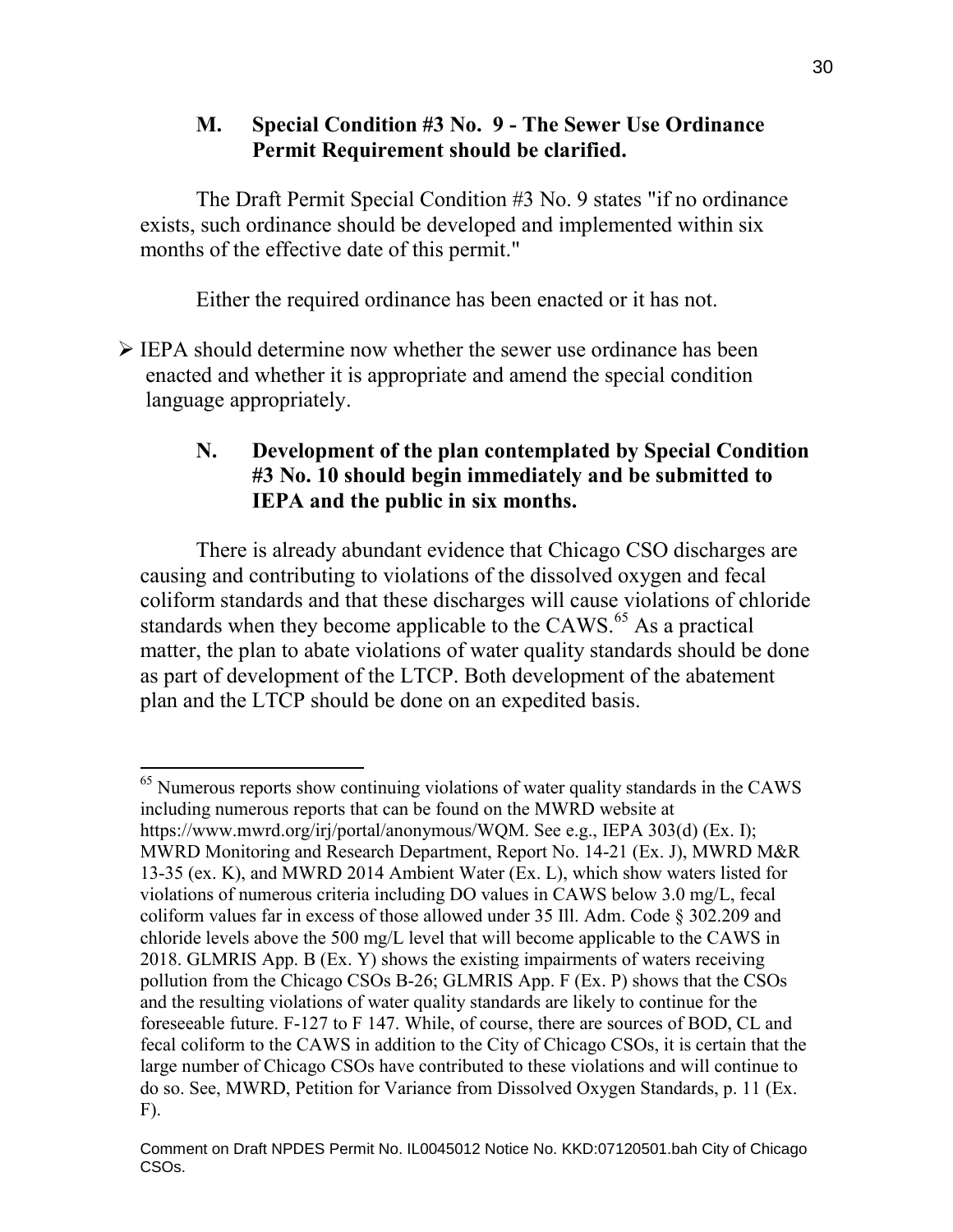### M. Special Condition #3 No. 9 - The Sewer Use Ordinance Permit Requirement should be clarified.

The Draft Permit Special Condition #3 No. 9 states "if no ordinance exists, such ordinance should be developed and implemented within six months of the effective date of this permit."

Either the required ordinance has been enacted or it has not.

- IEPA should determine now whether the sewer use ordinance has been enacted and whether it is appropriate and amend the special condition language appropriately.

### N. Development of the plan contemplated by Special Condition #3 No. 10 should begin immediately and be submitted to IEPA and the public in six months.

There is already abundant evidence that Chicago CSO discharges are causing and contributing to violations of the dissolved oxygen and fecal coliform standards and that these discharges will cause violations of chloride standards when they become applicable to the CAWS.[65] As a practical matter, the plan to abate violations of water quality standards should be done as part of development of the LTCP. Both development of the abatement plan and the LTCP should be done on an expedited basis.

---

[65] Numerous reports show continuing violations of water quality standards in the CAWS including numerous reports that can be found on the MWRD website at https://www.mwrd.org/irj/portal/anonymous/WQM. See e.g., IEPA 303(d) (Ex. I); MWRD Monitoring and Research Department, Report No. 14-21 (Ex. J), MWRD M&R 13-35 (ex. K), and MWRD 2014 Ambient Water (Ex. L), which show waters listed for violations of numerous criteria including DO values in CAWS below 3.0 mg/L, fecal coliform values far in excess of those allowed under 35 Ill. Adm. Code § 302.209 and chloride levels above the 500 mg/L level that will become applicable to the CAWS in 2018. GLMRIS App. B (Ex. Y) shows the existing impairments of waters receiving pollution from the Chicago CSOs B-26; GLMRIS App. F (Ex. P) shows that the CSOs and the resulting violations of water quality standards are likely to continue for the foreseeable future. F-127 to F 147. While, of course, there are sources of BOD, CL and fecal coliform to the CAWS in addition to the City of Chicago CSOs, it is certain that the large number of Chicago CSOs have contributed to these violations and will continue to do so. See, MWRD, Petition for Variance from Dissolved Oxygen Standards, p. 11 (Ex. F).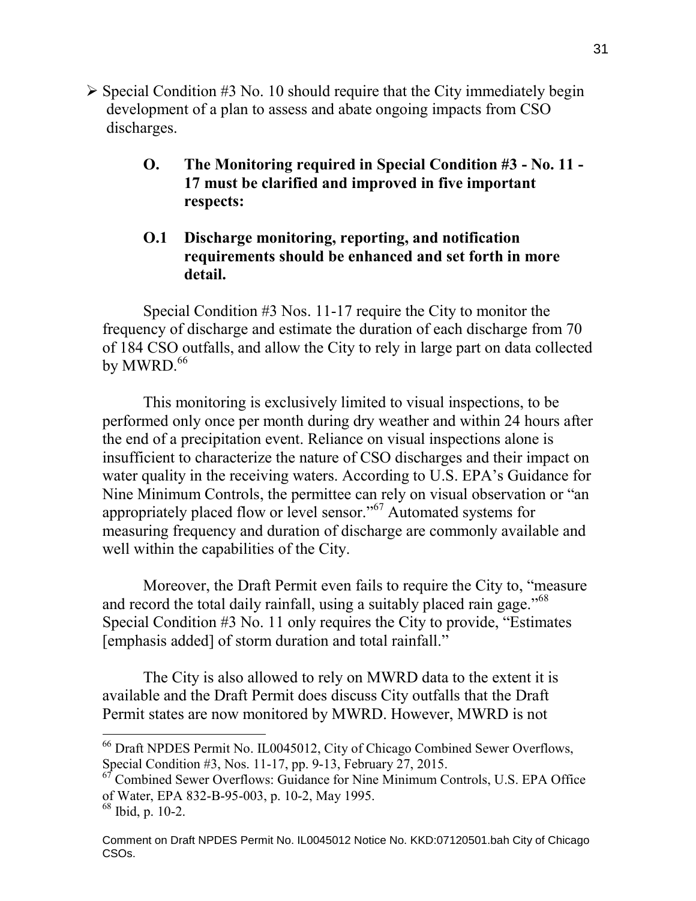- Special Condition #3 No. 10 should require that the City immediately begin development of a plan to assess and abate ongoing impacts from CSO discharges.

### O. The Monitoring required in Special Condition #3 - No. 11 - 17 must be clarified and improved in five important respects:

### O.1 Discharge monitoring, reporting, and notification requirements should be enhanced and set forth in more detail.

Special Condition #3 Nos. 11-17 require the City to monitor the frequency of discharge and estimate the duration of each discharge from 70 of 184 CSO outfalls, and allow the City to rely in large part on data collected by MWRD.[66]

This monitoring is exclusively limited to visual inspections, to be performed only once per month during dry weather and within 24 hours after the end of a precipitation event. Reliance on visual inspections alone is insufficient to characterize the nature of CSO discharges and their impact on water quality in the receiving waters. According to U.S. EPA's Guidance for Nine Minimum Controls, the permittee can rely on visual observation or "an appropriately placed flow or level sensor."[67] Automated systems for measuring frequency and duration of discharge are commonly available and well within the capabilities of the City.

Moreover, the Draft Permit even fails to require the City to, "measure and record the total daily rainfall, using a suitably placed rain gage."[68] Special Condition #3 No. 11 only requires the City to provide, "Estimates [emphasis added] of storm duration and total rainfall."

The City is also allowed to rely on MWRD data to the extent it is available and the Draft Permit does discuss City outfalls that the Draft Permit states are now monitored by MWRD. However, MWRD is not

---

[66] Draft NPDES Permit No. IL0045012, City of Chicago Combined Sewer Overflows, Special Condition #3, Nos. 11-17, pp. 9-13, February 27, 2015.

[67] Combined Sewer Overflows: Guidance for Nine Minimum Controls, U.S. EPA Office of Water, EPA 832-B-95-003, p. 10-2, May 1995.

[68] Ibid, p. 10-2.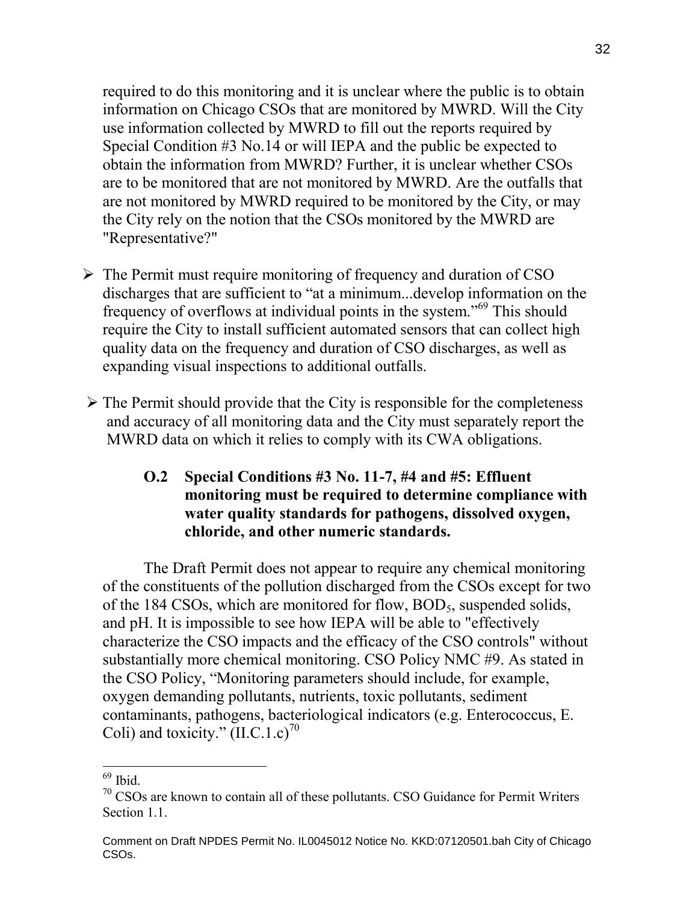required to do this monitoring and it is unclear where the public is to obtain information on Chicago CSOs that are monitored by MWRD. Will the City use information collected by MWRD to fill out the reports required by Special Condition #3 No.14 or will IEPA and the public be expected to obtain the information from MWRD? Further, it is unclear whether CSOs are to be monitored that are not monitored by MWRD. Are the outfalls that are not monitored by MWRD required to be monitored by the City, or may the City rely on the notion that the CSOs monitored by the MWRD are "Representative?"

- The Permit must require monitoring of frequency and duration of CSO discharges that are sufficient to "at a minimum...develop information on the frequency of overflows at individual points in the system."[69] This should require the City to install sufficient automated sensors that can collect high quality data on the frequency and duration of CSO discharges, as well as expanding visual inspections to additional outfalls.

- The Permit should provide that the City is responsible for the completeness and accuracy of all monitoring data and the City must separately report the MWRD data on which it relies to comply with its CWA obligations.

### O.2 Special Conditions #3 No. 11-7, #4 and #5: Effluent monitoring must be required to determine compliance with water quality standards for pathogens, dissolved oxygen, chloride, and other numeric standards.

The Draft Permit does not appear to require any chemical monitoring of the constituents of the pollution discharged from the CSOs except for two of the 184 CSOs, which are monitored for flow, $BOD_5$, suspended solids, and pH. It is impossible to see how IEPA will be able to "effectively characterize the CSO impacts and the efficacy of the CSO controls" without substantially more chemical monitoring. CSO Policy NMC #9. As stated in the CSO Policy, "Monitoring parameters should include, for example, oxygen demanding pollutants, nutrients, toxic pollutants, sediment contaminants, pathogens, bacteriological indicators (e.g. Enterococcus, E. Coli) and toxicity." (II.C.1.c)[70]

---

[69] Ibid.

[70] CSOs are known to contain all of these pollutants. CSO Guidance for Permit Writers Section 1.1.

Comment on Draft NPDES Permit No. IL0045012 Notice No. KKD:07120501.bah City of Chicago CSOs.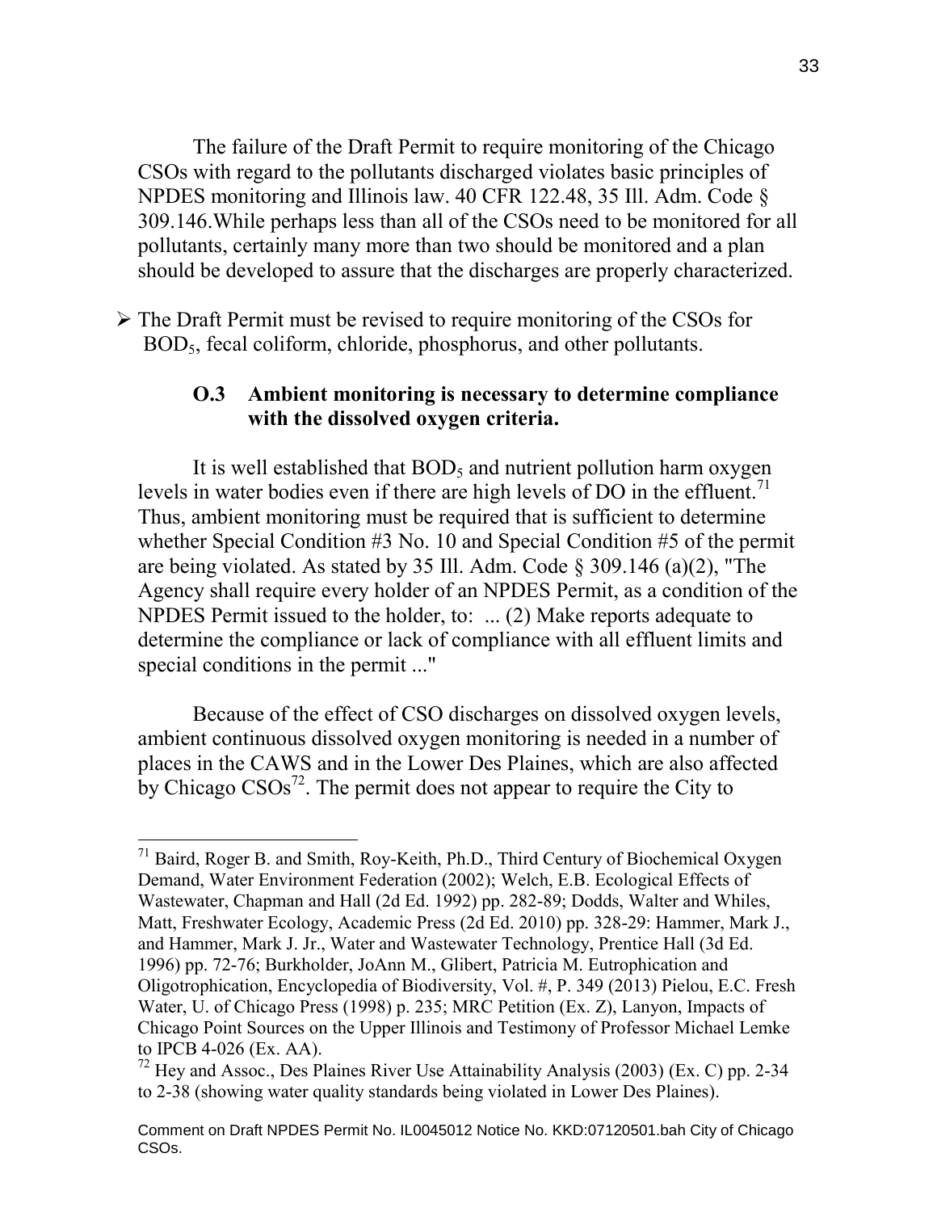The failure of the Draft Permit to require monitoring of the Chicago CSOs with regard to the pollutants discharged violates basic principles of NPDES monitoring and Illinois law. 40 CFR 122.48, 35 Ill. Adm. Code § 309.146.While perhaps less than all of the CSOs need to be monitored for all pollutants, certainly many more than two should be monitored and a plan should be developed to assure that the discharges are properly characterized.

- The Draft Permit must be revised to require monitoring of the CSOs for $BOD_5$, fecal coliform, chloride, phosphorus, and other pollutants.

### O.3 Ambient monitoring is necessary to determine compliance with the dissolved oxygen criteria.

It is well established that $BOD_5$ and nutrient pollution harm oxygen levels in water bodies even if there are high levels of DO in the effluent.[71] Thus, ambient monitoring must be required that is sufficient to determine whether Special Condition #3 No. 10 and Special Condition #5 of the permit are being violated. As stated by 35 Ill. Adm. Code § 309.146 (a)(2), "The Agency shall require every holder of an NPDES Permit, as a condition of the NPDES Permit issued to the holder, to: ... (2) Make reports adequate to determine the compliance or lack of compliance with all effluent limits and special conditions in the permit ..."

Because of the effect of CSO discharges on dissolved oxygen levels, ambient continuous dissolved oxygen monitoring is needed in a number of places in the CAWS and in the Lower Des Plaines, which are also affected by Chicago CSOs[72]. The permit does not appear to require the City to

---

[71] Baird, Roger B. and Smith, Roy-Keith, Ph.D., Third Century of Biochemical Oxygen Demand, Water Environment Federation (2002); Welch, E.B. Ecological Effects of Wastewater, Chapman and Hall (2d Ed. 1992) pp. 282-89; Dodds, Walter and Whiles, Matt, Freshwater Ecology, Academic Press (2d Ed. 2010) pp. 328-29: Hammer, Mark J., and Hammer, Mark J. Jr., Water and Wastewater Technology, Prentice Hall (3d Ed. 1996) pp. 72-76; Burkholder, JoAnn M., Glibert, Patricia M. Eutrophication and Oligotrophication, Encyclopedia of Biodiversity, Vol. #, P. 349 (2013) Pielou, E.C. Fresh Water, U. of Chicago Press (1998) p. 235; MRC Petition (Ex. Z), Lanyon, Impacts of Chicago Point Sources on the Upper Illinois and Testimony of Professor Michael Lemke to IPCB 4-026 (Ex. AA).

[72] Hey and Assoc., Des Plaines River Use Attainability Analysis (2003) (Ex. C) pp. 2-34 to 2-38 (showing water quality standards being violated in Lower Des Plaines).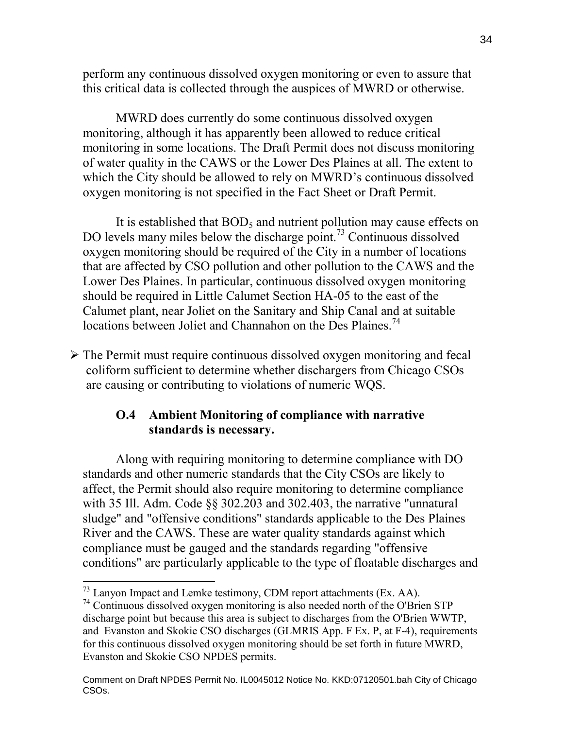perform any continuous dissolved oxygen monitoring or even to assure that this critical data is collected through the auspices of MWRD or otherwise.

MWRD does currently do some continuous dissolved oxygen monitoring, although it has apparently been allowed to reduce critical monitoring in some locations. The Draft Permit does not discuss monitoring of water quality in the CAWS or the Lower Des Plaines at all. The extent to which the City should be allowed to rely on MWRD's continuous dissolved oxygen monitoring is not specified in the Fact Sheet or Draft Permit.

It is established that $BOD_5$ and nutrient pollution may cause effects on DO levels many miles below the discharge point.[73] Continuous dissolved oxygen monitoring should be required of the City in a number of locations that are affected by CSO pollution and other pollution to the CAWS and the Lower Des Plaines. In particular, continuous dissolved oxygen monitoring should be required in Little Calumet Section HA-05 to the east of the Calumet plant, near Joliet on the Sanitary and Ship Canal and at suitable locations between Joliet and Channahon on the Des Plaines.[74]

- The Permit must require continuous dissolved oxygen monitoring and fecal coliform sufficient to determine whether dischargers from Chicago CSOs are causing or contributing to violations of numeric WQS.

### O.4 Ambient Monitoring of compliance with narrative standards is necessary.

Along with requiring monitoring to determine compliance with DO standards and other numeric standards that the City CSOs are likely to affect, the Permit should also require monitoring to determine compliance with 35 Ill. Adm. Code §§ 302.203 and 302.403, the narrative "unnatural sludge" and "offensive conditions" standards applicable to the Des Plaines River and the CAWS. These are water quality standards against which compliance must be gauged and the standards regarding "offensive conditions" are particularly applicable to the type of floatable discharges and

---

[73] Lanyon Impact and Lemke testimony, CDM report attachments (Ex. AA).

[74] Continuous dissolved oxygen monitoring is also needed north of the O'Brien STP discharge point but because this area is subject to discharges from the O'Brien WWTP, and Evanston and Skokie CSO discharges (GLMRIS App. F Ex. P, at F-4), requirements for this continuous dissolved oxygen monitoring should be set forth in future MWRD, Evanston and Skokie CSO NPDES permits.

Comment on Draft NPDES Permit No. IL0045012 Notice No. KKD:07120501.bah City of Chicago CSOs.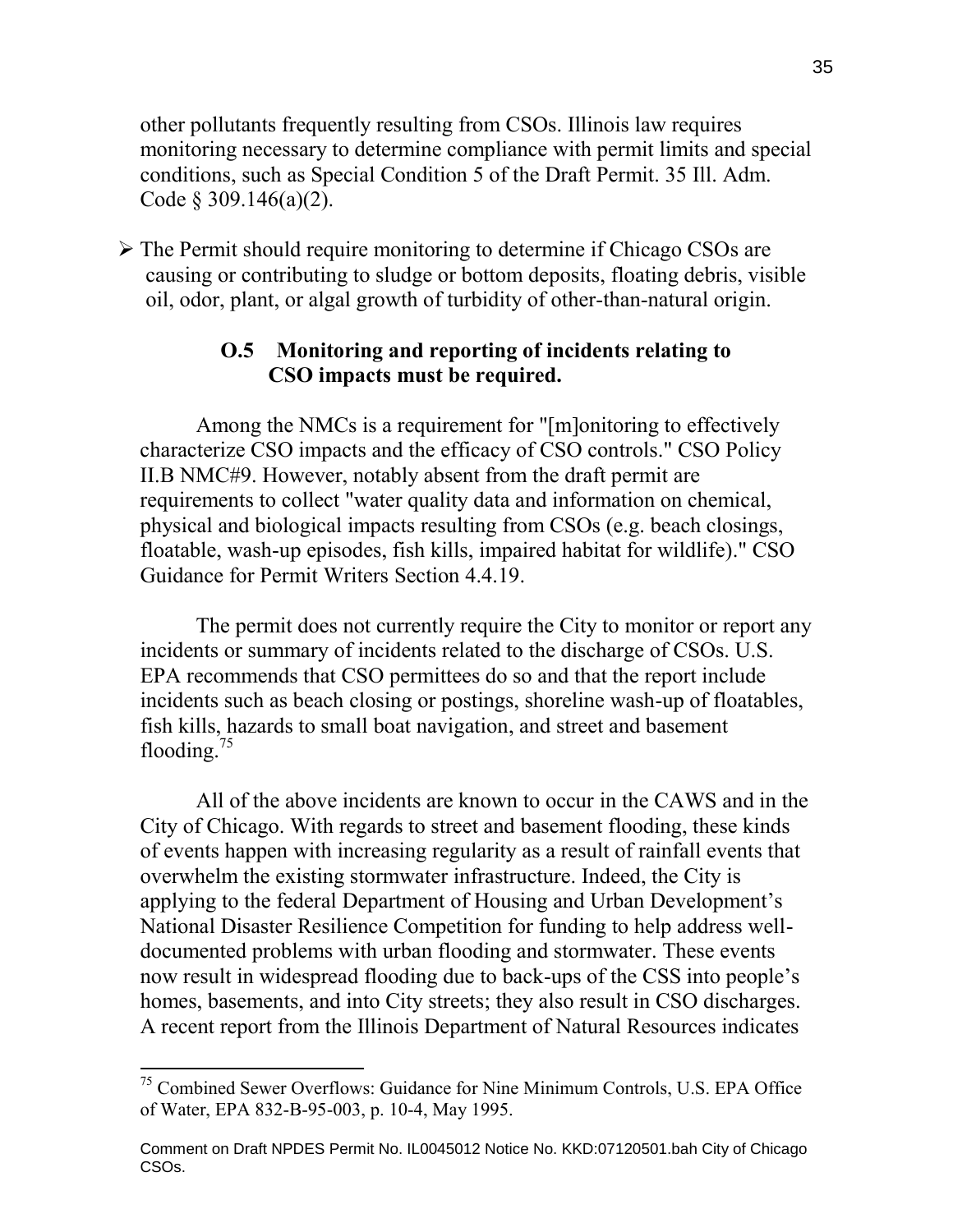other pollutants frequently resulting from CSOs. Illinois law requires monitoring necessary to determine compliance with permit limits and special conditions, such as Special Condition 5 of the Draft Permit. 35 Ill. Adm. Code § 309.146(a)(2).

- The Permit should require monitoring to determine if Chicago CSOs are causing or contributing to sludge or bottom deposits, floating debris, visible oil, odor, plant, or algal growth of turbidity of other-than-natural origin.

### O.5 Monitoring and reporting of incidents relating to CSO impacts must be required.

Among the NMCs is a requirement for "[m]onitoring to effectively characterize CSO impacts and the efficacy of CSO controls." CSO Policy II.B NMC#9. However, notably absent from the draft permit are requirements to collect "water quality data and information on chemical, physical and biological impacts resulting from CSOs (e.g. beach closings, floatable, wash-up episodes, fish kills, impaired habitat for wildlife)." CSO Guidance for Permit Writers Section 4.4.19.

The permit does not currently require the City to monitor or report any incidents or summary of incidents related to the discharge of CSOs. U.S. EPA recommends that CSO permittees do so and that the report include incidents such as beach closing or postings, shoreline wash-up of floatables, fish kills, hazards to small boat navigation, and street and basement flooding.[75]

All of the above incidents are known to occur in the CAWS and in the City of Chicago. With regards to street and basement flooding, these kinds of events happen with increasing regularity as a result of rainfall events that overwhelm the existing stormwater infrastructure. Indeed, the City is applying to the federal Department of Housing and Urban Development's National Disaster Resilience Competition for funding to help address well-documented problems with urban flooding and stormwater. These events now result in widespread flooding due to back-ups of the CSS into people's homes, basements, and into City streets; they also result in CSO discharges. A recent report from the Illinois Department of Natural Resources indicates

[75] Combined Sewer Overflows: Guidance for Nine Minimum Controls, U.S. EPA Office of Water, EPA 832-B-95-003, p. 10-4, May 1995.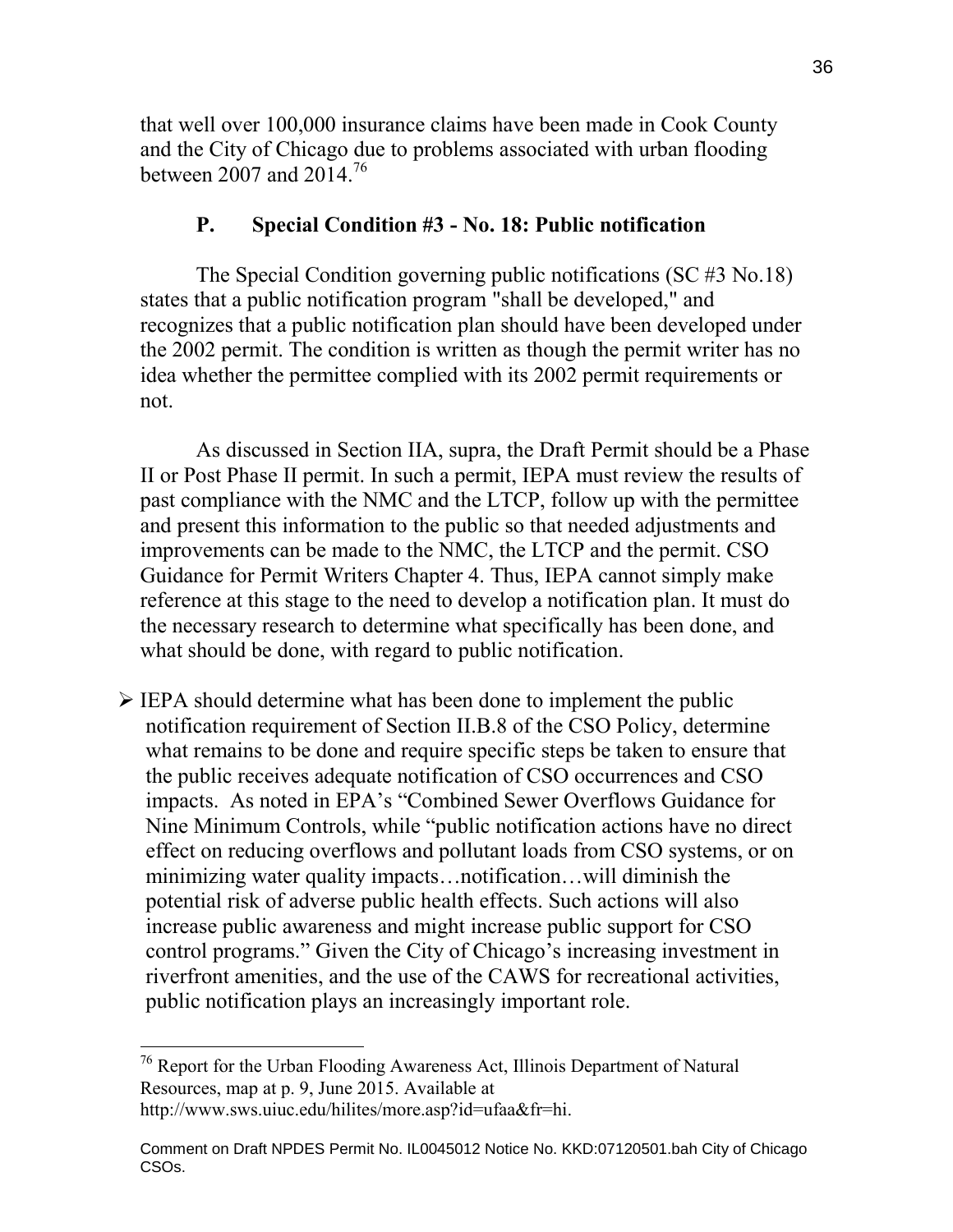that well over 100,000 insurance claims have been made in Cook County and the City of Chicago due to problems associated with urban flooding between 2007 and 2014.[76]

### P. Special Condition #3 - No. 18: Public notification

The Special Condition governing public notifications (SC #3 No.18) states that a public notification program "shall be developed," and recognizes that a public notification plan should have been developed under the 2002 permit. The condition is written as though the permit writer has no idea whether the permittee complied with its 2002 permit requirements or not.

As discussed in Section IIA, supra, the Draft Permit should be a Phase II or Post Phase II permit. In such a permit, IEPA must review the results of past compliance with the NMC and the LTCP, follow up with the permittee and present this information to the public so that needed adjustments and improvements can be made to the NMC, the LTCP and the permit. CSO Guidance for Permit Writers Chapter 4. Thus, IEPA cannot simply make reference at this stage to the need to develop a notification plan. It must do the necessary research to determine what specifically has been done, and what should be done, with regard to public notification.

- IEPA should determine what has been done to implement the public notification requirement of Section II.B.8 of the CSO Policy, determine what remains to be done and require specific steps be taken to ensure that the public receives adequate notification of CSO occurrences and CSO impacts. As noted in EPA's "Combined Sewer Overflows Guidance for Nine Minimum Controls, while "public notification actions have no direct effect on reducing overflows and pollutant loads from CSO systems, or on minimizing water quality impacts…notification…will diminish the potential risk of adverse public health effects. Such actions will also increase public awareness and might increase public support for CSO control programs." Given the City of Chicago's increasing investment in riverfront amenities, and the use of the CAWS for recreational activities, public notification plays an increasingly important role.

---

[76] Report for the Urban Flooding Awareness Act, Illinois Department of Natural Resources, map at p. 9, June 2015. Available at http://www.sws.uiuc.edu/hilites/more.asp?id=ufaa&fr=hi.

Comment on Draft NPDES Permit No. IL0045012 Notice No. KKD:07120501.bah City of Chicago CSOs.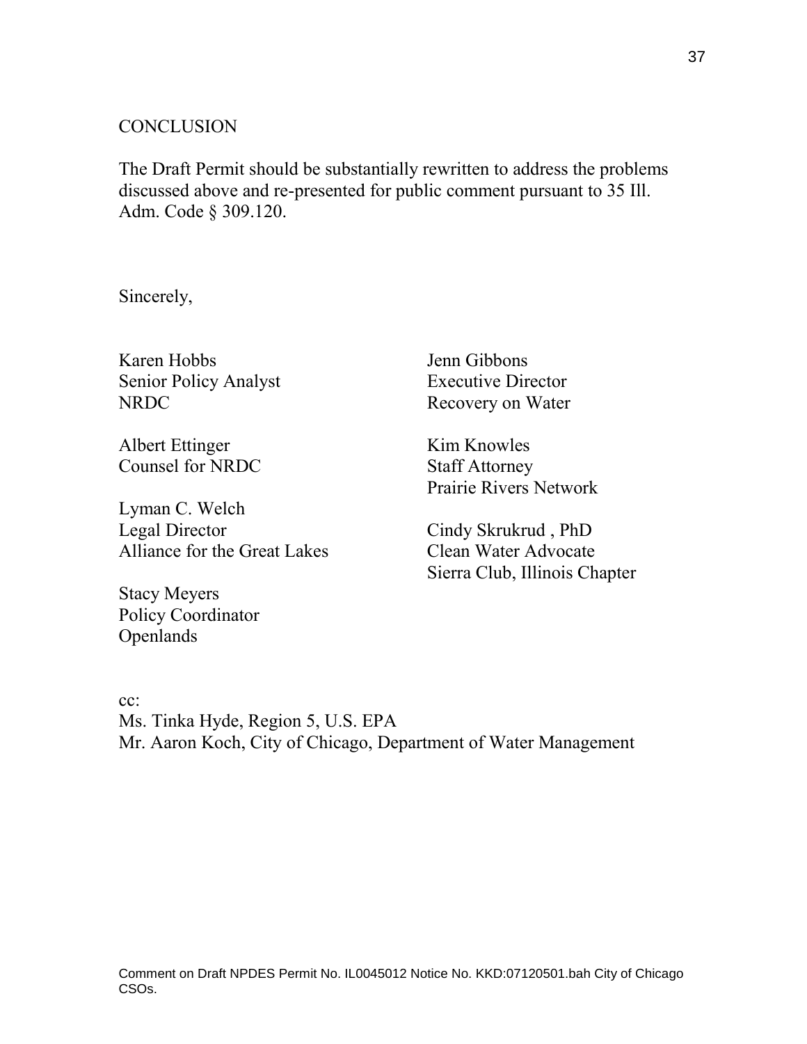## CONCLUSION

The Draft Permit should be substantially rewritten to address the problems discussed above and re-presented for public comment pursuant to 35 Ill. Adm. Code § 309.120.

Sincerely,

Karen Hobbs
Senior Policy Analyst
NRDC

Albert Ettinger
Counsel for NRDC

Lyman C. Welch
Legal Director
Alliance for the Great Lakes

Stacy Meyers
Policy Coordinator
Openlands

Jenn Gibbons
Executive Director
Recovery on Water

Kim Knowles
Staff Attorney
Prairie Rivers Network

Cindy Skrukrud , PhD
Clean Water Advocate
Sierra Club, Illinois Chapter

cc:
Ms. Tinka Hyde, Region 5, U.S. EPA
Mr. Aaron Koch, City of Chicago, Department of Water Management